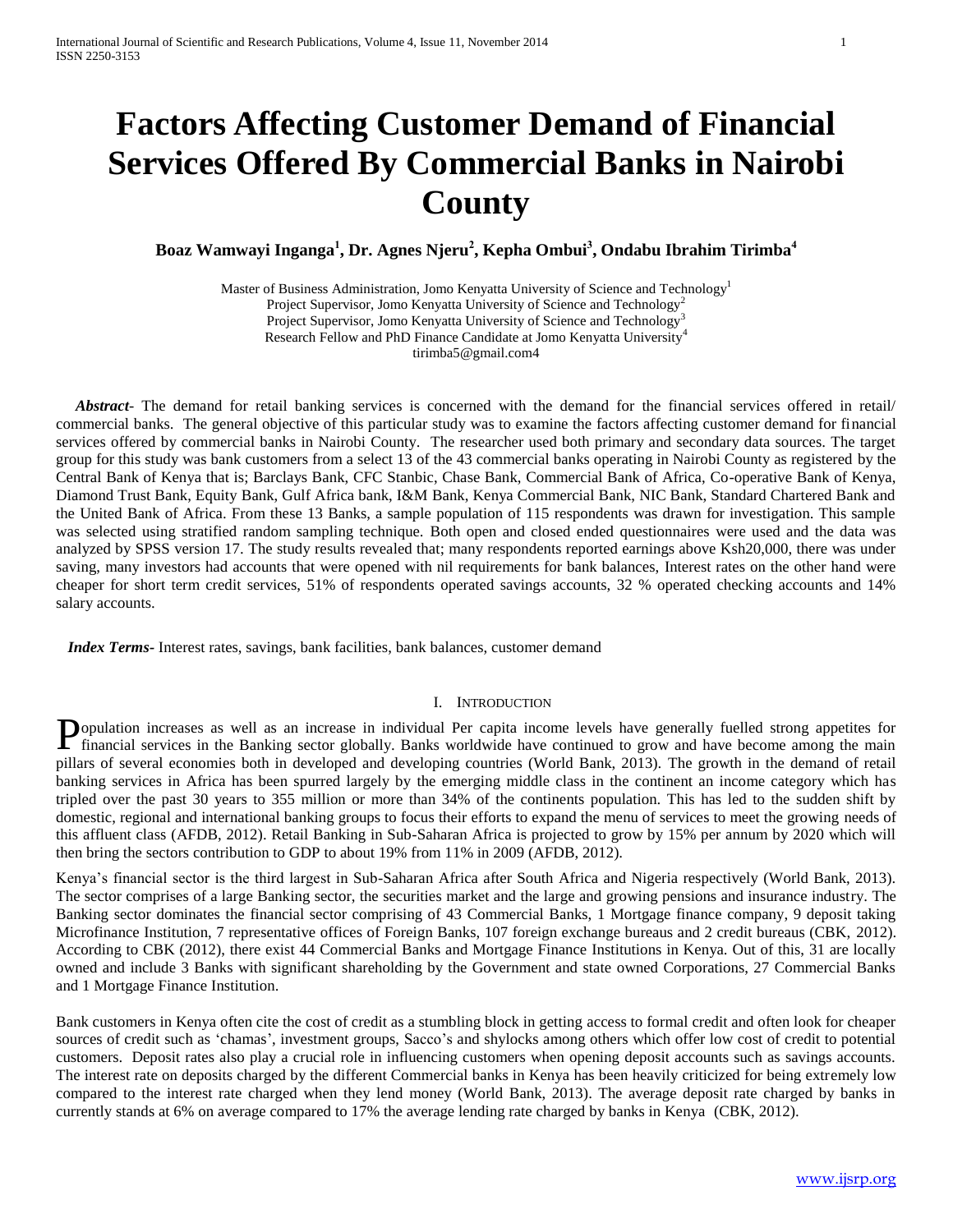# Factors Affecting Customer Demand of Financial Services Offered By Commercial Banks in Nairobi County

**Boaz Wamwayi Inganga[1], Dr. Agnes Njeru[2], Kepha Ombui[3], Ondabu Ibrahim Tirimba[4]**

Master of Business Administration, Jomo Kenyatta University of Science and Technology[1]
Project Supervisor, Jomo Kenyatta University of Science and Technology[2]
Project Supervisor, Jomo Kenyatta University of Science and Technology[3]
Research Fellow and PhD Finance Candidate at Jomo Kenyatta University[4]
tirimba5@gmail.com4

***Abstract***- The demand for retail banking services is concerned with the demand for the financial services offered in retail/ commercial banks. The general objective of this particular study was to examine the factors affecting customer demand for financial services offered by commercial banks in Nairobi County. The researcher used both primary and secondary data sources. The target group for this study was bank customers from a select 13 of the 43 commercial banks operating in Nairobi County as registered by the Central Bank of Kenya that is; Barclays Bank, CFC Stanbic, Chase Bank, Commercial Bank of Africa, Co-operative Bank of Kenya, Diamond Trust Bank, Equity Bank, Gulf Africa bank, I&M Bank, Kenya Commercial Bank, NIC Bank, Standard Chartered Bank and the United Bank of Africa. From these 13 Banks, a sample population of 115 respondents was drawn for investigation. This sample was selected using stratified random sampling technique. Both open and closed ended questionnaires were used and the data was analyzed by SPSS version 17. The study results revealed that; many respondents reported earnings above Ksh20,000, there was under saving, many investors had accounts that were opened with nil requirements for bank balances, Interest rates on the other hand were cheaper for short term credit services, 51% of respondents operated savings accounts, 32 % operated checking accounts and 14% salary accounts.

***Index Terms***- Interest rates, savings, bank facilities, bank balances, customer demand

## I. Introduction

Population increases as well as an increase in individual Per capita income levels have generally fuelled strong appetites for financial services in the Banking sector globally. Banks worldwide have continued to grow and have become among the main pillars of several economies both in developed and developing countries (World Bank, 2013). The growth in the demand of retail banking services in Africa has been spurred largely by the emerging middle class in the continent an income category which has tripled over the past 30 years to 355 million or more than 34% of the continents population. This has led to the sudden shift by domestic, regional and international banking groups to focus their efforts to expand the menu of services to meet the growing needs of this affluent class (AFDB, 2012). Retail Banking in Sub-Saharan Africa is projected to grow by 15% per annum by 2020 which will then bring the sectors contribution to GDP to about 19% from 11% in 2009 (AFDB, 2012).

Kenya's financial sector is the third largest in Sub-Saharan Africa after South Africa and Nigeria respectively (World Bank, 2013). The sector comprises of a large Banking sector, the securities market and the large and growing pensions and insurance industry. The Banking sector dominates the financial sector comprising of 43 Commercial Banks, 1 Mortgage finance company, 9 deposit taking Microfinance Institution, 7 representative offices of Foreign Banks, 107 foreign exchange bureaus and 2 credit bureaus (CBK, 2012). According to CBK (2012), there exist 44 Commercial Banks and Mortgage Finance Institutions in Kenya. Out of this, 31 are locally owned and include 3 Banks with significant shareholding by the Government and state owned Corporations, 27 Commercial Banks and 1 Mortgage Finance Institution.

Bank customers in Kenya often cite the cost of credit as a stumbling block in getting access to formal credit and often look for cheaper sources of credit such as 'chamas', investment groups, Sacco's and shylocks among others which offer low cost of credit to potential customers. Deposit rates also play a crucial role in influencing customers when opening deposit accounts such as savings accounts. The interest rate on deposits charged by the different Commercial banks in Kenya has been heavily criticized for being extremely low compared to the interest rate charged when they lend money (World Bank, 2013). The average deposit rate charged by banks in currently stands at 6% on average compared to 17% the average lending rate charged by banks in Kenya (CBK, 2012).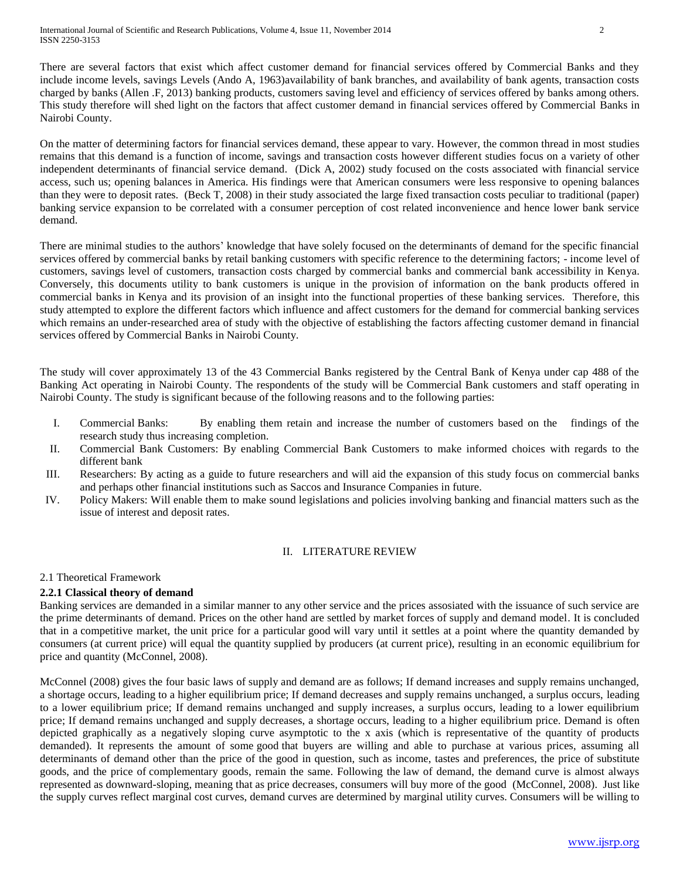There are several factors that exist which affect customer demand for financial services offered by Commercial Banks and they include income levels, savings Levels (Ando A, 1963)availability of bank branches, and availability of bank agents, transaction costs charged by banks (Allen .F, 2013) banking products, customers saving level and efficiency of services offered by banks among others. This study therefore will shed light on the factors that affect customer demand in financial services offered by Commercial Banks in Nairobi County.

On the matter of determining factors for financial services demand, these appear to vary. However, the common thread in most studies remains that this demand is a function of income, savings and transaction costs however different studies focus on a variety of other independent determinants of financial service demand. (Dick A, 2002) study focused on the costs associated with financial service access, such us; opening balances in America. His findings were that American consumers were less responsive to opening balances than they were to deposit rates. (Beck T, 2008) in their study associated the large fixed transaction costs peculiar to traditional (paper) banking service expansion to be correlated with a consumer perception of cost related inconvenience and hence lower bank service demand.

There are minimal studies to the authors' knowledge that have solely focused on the determinants of demand for the specific financial services offered by commercial banks by retail banking customers with specific reference to the determining factors; - income level of customers, savings level of customers, transaction costs charged by commercial banks and commercial bank accessibility in Kenya. Conversely, this documents utility to bank customers is unique in the provision of information on the bank products offered in commercial banks in Kenya and its provision of an insight into the functional properties of these banking services. Therefore, this study attempted to explore the different factors which influence and affect customers for the demand for commercial banking services which remains an under-researched area of study with the objective of establishing the factors affecting customer demand in financial services offered by Commercial Banks in Nairobi County.

The study will cover approximately 13 of the 43 Commercial Banks registered by the Central Bank of Kenya under cap 488 of the Banking Act operating in Nairobi County. The respondents of the study will be Commercial Bank customers and staff operating in Nairobi County. The study is significant because of the following reasons and to the following parties:

I. Commercial Banks: By enabling them retain and increase the number of customers based on the findings of the research study thus increasing completion.
II. Commercial Bank Customers: By enabling Commercial Bank Customers to make informed choices with regards to the different bank
III. Researchers: By acting as a guide to future researchers and will aid the expansion of this study focus on commercial banks and perhaps other financial institutions such as Saccos and Insurance Companies in future.
IV. Policy Makers: Will enable them to make sound legislations and policies involving banking and financial matters such as the issue of interest and deposit rates.

## II. LITERATURE REVIEW

### 2.1 Theoretical Framework

#### 2.2.1 Classical theory of demand

Banking services are demanded in a similar manner to any other service and the prices assosiated with the issuance of such service are the prime determinants of demand. Prices on the other hand are settled by market forces of supply and demand model. It is concluded that in a competitive market, the unit price for a particular good will vary until it settles at a point where the quantity demanded by consumers (at current price) will equal the quantity supplied by producers (at current price), resulting in an economic equilibrium for price and quantity (McConnel, 2008).

McConnel (2008) gives the four basic laws of supply and demand are as follows; If demand increases and supply remains unchanged, a shortage occurs, leading to a higher equilibrium price; If demand decreases and supply remains unchanged, a surplus occurs, leading to a lower equilibrium price; If demand remains unchanged and supply increases, a surplus occurs, leading to a lower equilibrium price; If demand remains unchanged and supply decreases, a shortage occurs, leading to a higher equilibrium price. Demand is often depicted graphically as a negatively sloping curve asymptotic to the x axis (which is representative of the quantity of products demanded). It represents the amount of some good that buyers are willing and able to purchase at various prices, assuming all determinants of demand other than the price of the good in question, such as income, tastes and preferences, the price of substitute goods, and the price of complementary goods, remain the same. Following the law of demand, the demand curve is almost always represented as downward-sloping, meaning that as price decreases, consumers will buy more of the good (McConnel, 2008). Just like the supply curves reflect marginal cost curves, demand curves are determined by marginal utility curves. Consumers will be willing to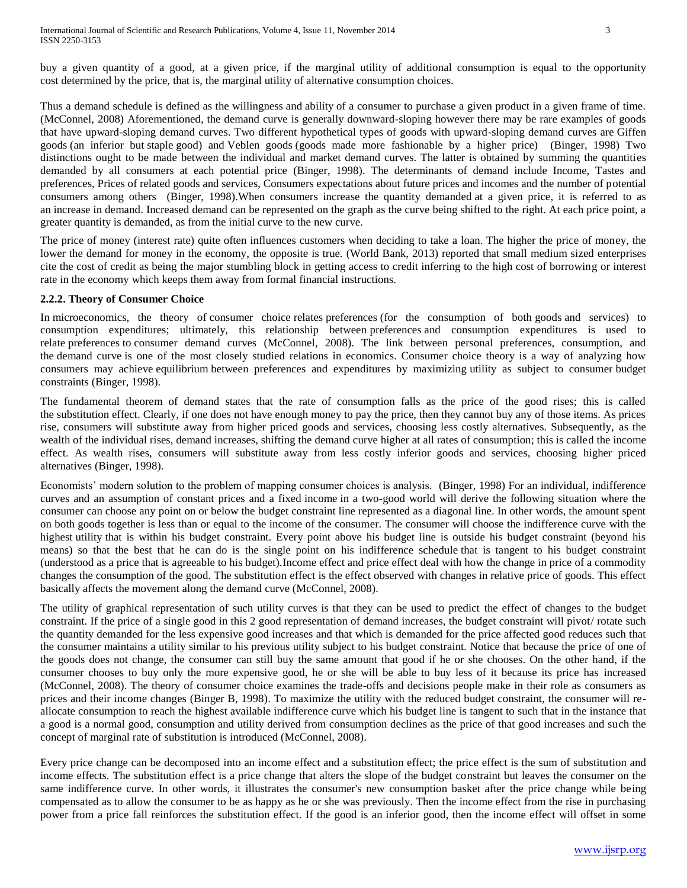buy a given quantity of a good, at a given price, if the marginal utility of additional consumption is equal to the opportunity cost determined by the price, that is, the marginal utility of alternative consumption choices.

Thus a demand schedule is defined as the willingness and ability of a consumer to purchase a given product in a given frame of time. (McConnel, 2008) Aforementioned, the demand curve is generally downward-sloping however there may be rare examples of goods that have upward-sloping demand curves. Two different hypothetical types of goods with upward-sloping demand curves are Giffen goods (an inferior but staple good) and Veblen goods (goods made more fashionable by a higher price) (Binger, 1998) Two distinctions ought to be made between the individual and market demand curves. The latter is obtained by summing the quantities demanded by all consumers at each potential price (Binger, 1998). The determinants of demand include Income, Tastes and preferences, Prices of related goods and services, Consumers expectations about future prices and incomes and the number of potential consumers among others (Binger, 1998).When consumers increase the quantity demanded at a given price, it is referred to as an increase in demand. Increased demand can be represented on the graph as the curve being shifted to the right. At each price point, a greater quantity is demanded, as from the initial curve to the new curve.

The price of money (interest rate) quite often influences customers when deciding to take a loan. The higher the price of money, the lower the demand for money in the economy, the opposite is true. (World Bank, 2013) reported that small medium sized enterprises cite the cost of credit as being the major stumbling block in getting access to credit inferring to the high cost of borrowing or interest rate in the economy which keeps them away from formal financial instructions.

### 2.2.2. Theory of Consumer Choice

In microeconomics, the theory of consumer choice relates preferences (for the consumption of both goods and services) to consumption expenditures; ultimately, this relationship between preferences and consumption expenditures is used to relate preferences to consumer demand curves (McConnel, 2008). The link between personal preferences, consumption, and the demand curve is one of the most closely studied relations in economics. Consumer choice theory is a way of analyzing how consumers may achieve equilibrium between preferences and expenditures by maximizing utility as subject to consumer budget constraints (Binger, 1998).

The fundamental theorem of demand states that the rate of consumption falls as the price of the good rises; this is called the substitution effect. Clearly, if one does not have enough money to pay the price, then they cannot buy any of those items. As prices rise, consumers will substitute away from higher priced goods and services, choosing less costly alternatives. Subsequently, as the wealth of the individual rises, demand increases, shifting the demand curve higher at all rates of consumption; this is called the income effect. As wealth rises, consumers will substitute away from less costly inferior goods and services, choosing higher priced alternatives (Binger, 1998).

Economists' modern solution to the problem of mapping consumer choices is analysis. (Binger, 1998) For an individual, indifference curves and an assumption of constant prices and a fixed income in a two-good world will derive the following situation where the consumer can choose any point on or below the budget constraint line represented as a diagonal line. In other words, the amount spent on both goods together is less than or equal to the income of the consumer. The consumer will choose the indifference curve with the highest utility that is within his budget constraint. Every point above his budget line is outside his budget constraint (beyond his means) so that the best that he can do is the single point on his indifference schedule that is tangent to his budget constraint (understood as a price that is agreeable to his budget).Income effect and price effect deal with how the change in price of a commodity changes the consumption of the good. The substitution effect is the effect observed with changes in relative price of goods. This effect basically affects the movement along the demand curve (McConnel, 2008).

The utility of graphical representation of such utility curves is that they can be used to predict the effect of changes to the budget constraint. If the price of a single good in this 2 good representation of demand increases, the budget constraint will pivot/ rotate such the quantity demanded for the less expensive good increases and that which is demanded for the price affected good reduces such that the consumer maintains a utility similar to his previous utility subject to his budget constraint. Notice that because the price of one of the goods does not change, the consumer can still buy the same amount that good if he or she chooses. On the other hand, if the consumer chooses to buy only the more expensive good, he or she will be able to buy less of it because its price has increased (McConnel, 2008). The theory of consumer choice examines the trade-offs and decisions people make in their role as consumers as prices and their income changes (Binger B, 1998). To maximize the utility with the reduced budget constraint, the consumer will re-allocate consumption to reach the highest available indifference curve which his budget line is tangent to such that in the instance that a good is a normal good, consumption and utility derived from consumption declines as the price of that good increases and such the concept of marginal rate of substitution is introduced (McConnel, 2008).

Every price change can be decomposed into an income effect and a substitution effect; the price effect is the sum of substitution and income effects. The substitution effect is a price change that alters the slope of the budget constraint but leaves the consumer on the same indifference curve. In other words, it illustrates the consumer's new consumption basket after the price change while being compensated as to allow the consumer to be as happy as he or she was previously. Then the income effect from the rise in purchasing power from a price fall reinforces the substitution effect. If the good is an inferior good, then the income effect will offset in some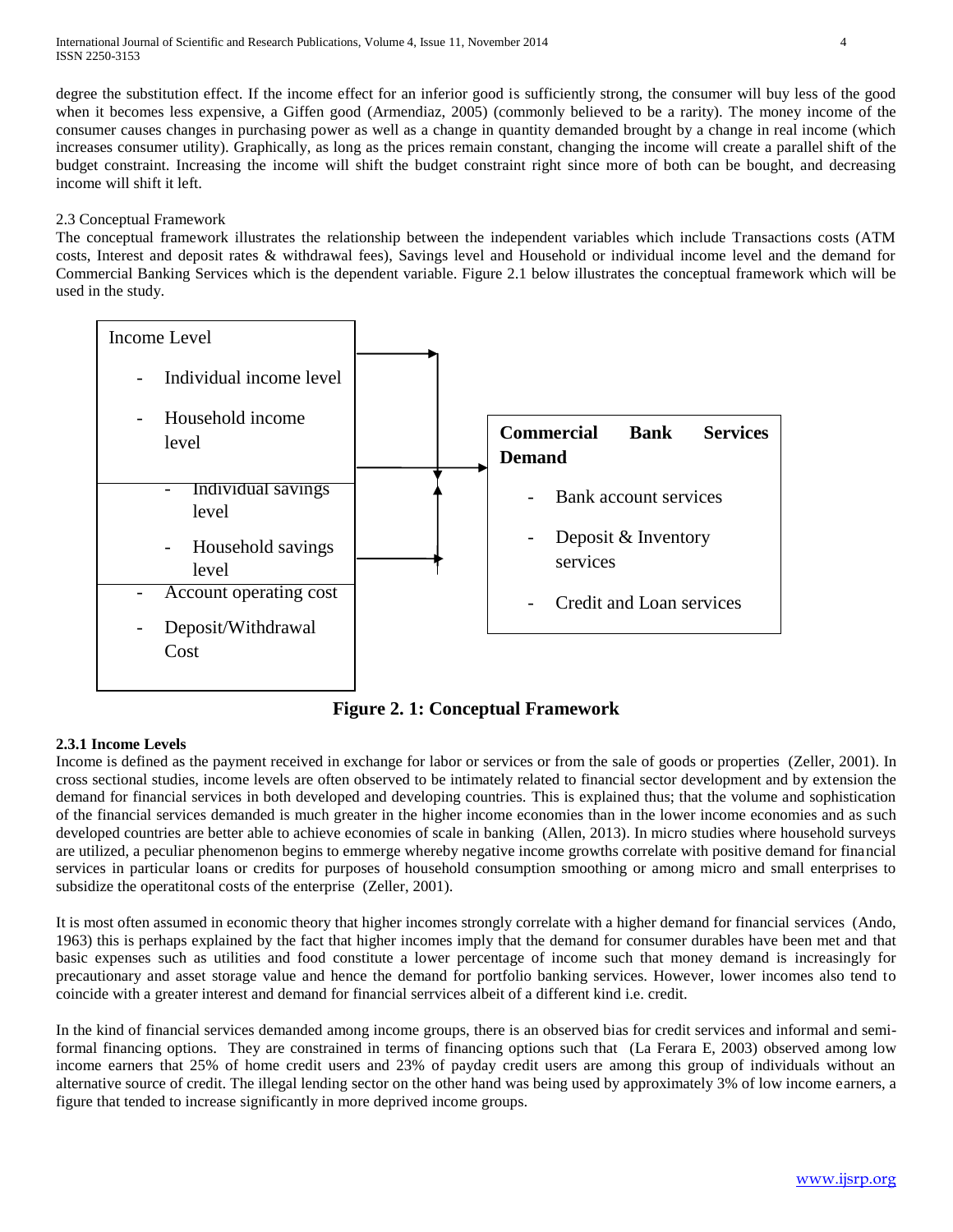degree the substitution effect. If the income effect for an inferior good is sufficiently strong, the consumer will buy less of the good when it becomes less expensive, a Giffen good (Armendiaz, 2005) (commonly believed to be a rarity). The money income of the consumer causes changes in purchasing power as well as a change in quantity demanded brought by a change in real income (which increases consumer utility). Graphically, as long as the prices remain constant, changing the income will create a parallel shift of the budget constraint. Increasing the income will shift the budget constraint right since more of both can be bought, and decreasing income will shift it left.

## 2.3 Conceptual Framework

The conceptual framework illustrates the relationship between the independent variables which include Transactions costs (ATM costs, Interest and deposit rates & withdrawal fees), Savings level and Household or individual income level and the demand for Commercial Banking Services which is the dependent variable. Figure 2.1 below illustrates the conceptual framework which will be used in the study.

Income Level
- Individual income level
- Household income level
- Individual savings level
- Household savings level
- Account operating cost
- Deposit/Withdrawal Cost

**Commercial Bank Services Demand**
- Bank account services
- Deposit & Inventory services
- Credit and Loan services

**Figure 2. 1: Conceptual Framework**

### 2.3.1 Income Levels

Income is defined as the payment received in exchange for labor or services or from the sale of goods or properties (Zeller, 2001). In cross sectional studies, income levels are often observed to be intimately related to financial sector development and by extension the demand for financial services in both developed and developing countries. This is explained thus; that the volume and sophistication of the financial services demanded is much greater in the higher income economies than in the lower income economies and as such developed countries are better able to achieve economies of scale in banking (Allen, 2013). In micro studies where household surveys are utilized, a peculiar phenomenon begins to emmerge whereby negative income growths correlate with positive demand for financial services in particular loans or credits for purposes of household consumption smoothing or among micro and small enterprises to subsidize the operatitonal costs of the enterprise (Zeller, 2001).

It is most often assumed in economic theory that higher incomes strongly correlate with a higher demand for financial services (Ando, 1963) this is perhaps explained by the fact that higher incomes imply that the demand for consumer durables have been met and that basic expenses such as utilities and food constitute a lower percentage of income such that money demand is increasingly for precautionary and asset storage value and hence the demand for portfolio banking services. However, lower incomes also tend to coincide with a greater interest and demand for financial serrvices albeit of a different kind i.e. credit.

In the kind of financial services demanded among income groups, there is an observed bias for credit services and informal and semi-formal financing options. They are constrained in terms of financing options such that (La Ferara E, 2003) observed among low income earners that 25% of home credit users and 23% of payday credit users are among this group of individuals without an alternative source of credit. The illegal lending sector on the other hand was being used by approximately 3% of low income earners, a figure that tended to increase significantly in more deprived income groups.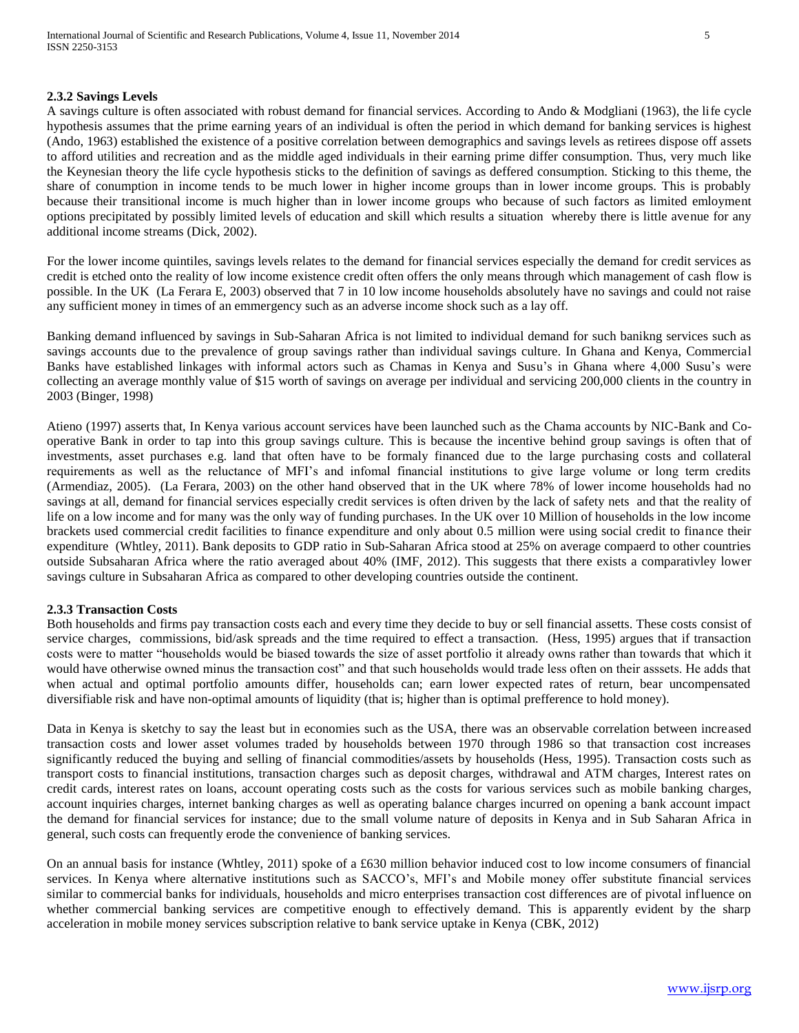#### 2.3.2 Savings Levels

A savings culture is often associated with robust demand for financial services. According to Ando & Modgliani (1963), the life cycle hypothesis assumes that the prime earning years of an individual is often the period in which demand for banking services is highest (Ando, 1963) established the existence of a positive correlation between demographics and savings levels as retirees dispose off assets to afford utilities and recreation and as the middle aged individuals in their earning prime differ consumption. Thus, very much like the Keynesian theory the life cycle hypothesis sticks to the definition of savings as deffered consumption. Sticking to this theme, the share of conumption in income tends to be much lower in higher income groups than in lower income groups. This is probably because their transitional income is much higher than in lower income groups who because of such factors as limited emloyment options precipitated by possibly limited levels of education and skill which results a situation whereby there is little avenue for any additional income streams (Dick, 2002).

For the lower income quintiles, savings levels relates to the demand for financial services especially the demand for credit services as credit is etched onto the reality of low income existence credit often offers the only means through which management of cash flow is possible. In the UK (La Ferara E, 2003) observed that 7 in 10 low income households absolutely have no savings and could not raise any sufficient money in times of an emmergency such as an adverse income shock such as a lay off.

Banking demand influenced by savings in Sub-Saharan Africa is not limited to individual demand for such banikng services such as savings accounts due to the prevalence of group savings rather than individual savings culture. In Ghana and Kenya, Commercial Banks have established linkages with informal actors such as Chamas in Kenya and Susu's in Ghana where 4,000 Susu's were collecting an average monthly value of $15 worth of savings on average per individual and servicing 200,000 clients in the country in 2003 (Binger, 1998)

Atieno (1997) asserts that, In Kenya various account services have been launched such as the Chama accounts by NIC-Bank and Co-operative Bank in order to tap into this group savings culture. This is because the incentive behind group savings is often that of investments, asset purchases e.g. land that often have to be formaly financed due to the large purchasing costs and collateral requirements as well as the reluctance of MFI's and infomal financial institutions to give large volume or long term credits (Armendiaz, 2005). (La Ferara, 2003) on the other hand observed that in the UK where 78% of lower income households had no savings at all, demand for financial services especially credit services is often driven by the lack of safety nets and that the reality of life on a low income and for many was the only way of funding purchases. In the UK over 10 Million of households in the low income brackets used commercial credit facilities to finance expenditure and only about 0.5 million were using social credit to finance their expenditure (Whtley, 2011). Bank deposits to GDP ratio in Sub-Saharan Africa stood at 25% on average compaerd to other countries outside Subsaharan Africa where the ratio averaged about 40% (IMF, 2012). This suggests that there exists a comparativley lower savings culture in Subsaharan Africa as compared to other developing countries outside the continent.

#### 2.3.3 Transaction Costs

Both households and firms pay transaction costs each and every time they decide to buy or sell financial assetts. These costs consist of service charges, commissions, bid/ask spreads and the time required to effect a transaction. (Hess, 1995) argues that if transaction costs were to matter "households would be biased towards the size of asset portfolio it already owns rather than towards that which it would have otherwise owned minus the transaction cost" and that such households would trade less often on their asssets. He adds that when actual and optimal portfolio amounts differ, households can; earn lower expected rates of return, bear uncompensated diversifiable risk and have non-optimal amounts of liquidity (that is; higher than is optimal prefference to hold money).

Data in Kenya is sketchy to say the least but in economies such as the USA, there was an observable correlation between increased transaction costs and lower asset volumes traded by households between 1970 through 1986 so that transaction cost increases significantly reduced the buying and selling of financial commodities/assets by households (Hess, 1995). Transaction costs such as transport costs to financial institutions, transaction charges such as deposit charges, withdrawal and ATM charges, Interest rates on credit cards, interest rates on loans, account operating costs such as the costs for various services such as mobile banking charges, account inquiries charges, internet banking charges as well as operating balance charges incurred on opening a bank account impact the demand for financial services for instance; due to the small volume nature of deposits in Kenya and in Sub Saharan Africa in general, such costs can frequently erode the convenience of banking services.

On an annual basis for instance (Whtley, 2011) spoke of a £630 million behavior induced cost to low income consumers of financial services. In Kenya where alternative institutions such as SACCO's, MFI's and Mobile money offer substitute financial services similar to commercial banks for individuals, households and micro enterprises transaction cost differences are of pivotal influence on whether commercial banking services are competitive enough to effectively demand. This is apparently evident by the sharp acceleration in mobile money services subscription relative to bank service uptake in Kenya (CBK, 2012)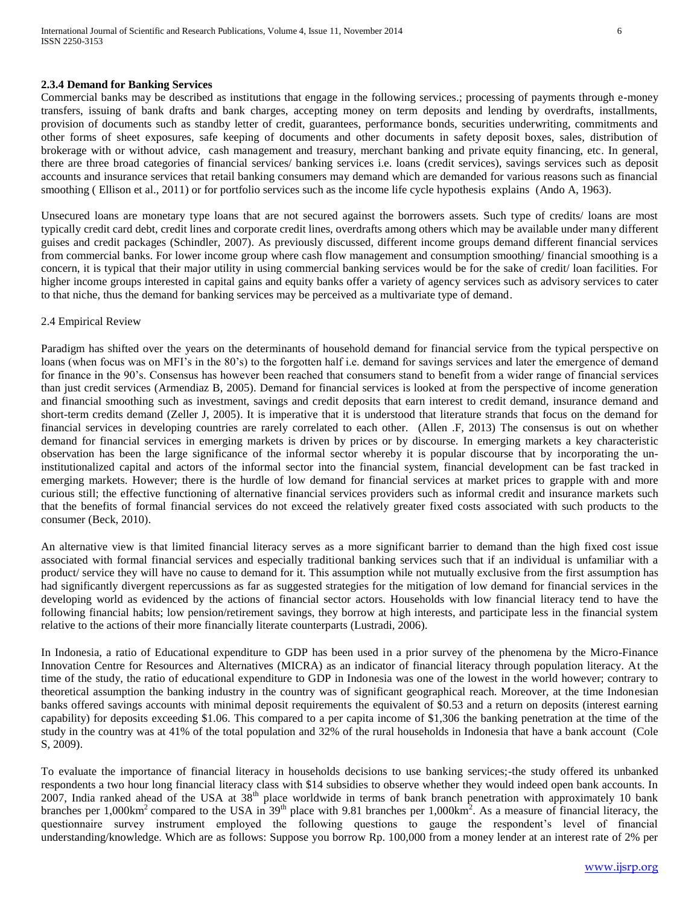### 2.3.4 Demand for Banking Services

Commercial banks may be described as institutions that engage in the following services.; processing of payments through e-money transfers, issuing of bank drafts and bank charges, accepting money on term deposits and lending by overdrafts, installments, provision of documents such as standby letter of credit, guarantees, performance bonds, securities underwriting, commitments and other forms of sheet exposures, safe keeping of documents and other documents in safety deposit boxes, sales, distribution of brokerage with or without advice, cash management and treasury, merchant banking and private equity financing, etc. In general, there are three broad categories of financial services/ banking services i.e. loans (credit services), savings services such as deposit accounts and insurance services that retail banking consumers may demand which are demanded for various reasons such as financial smoothing ( Ellison et al., 2011) or for portfolio services such as the income life cycle hypothesis explains (Ando A, 1963).

Unsecured loans are monetary type loans that are not secured against the borrowers assets. Such type of credits/ loans are most typically credit card debt, credit lines and corporate credit lines, overdrafts among others which may be available under many different guises and credit packages (Schindler, 2007). As previously discussed, different income groups demand different financial services from commercial banks. For lower income group where cash flow management and consumption smoothing/ financial smoothing is a concern, it is typical that their major utility in using commercial banking services would be for the sake of credit/ loan facilities. For higher income groups interested in capital gains and equity banks offer a variety of agency services such as advisory services to cater to that niche, thus the demand for banking services may be perceived as a multivariate type of demand.

## 2.4 Empirical Review

Paradigm has shifted over the years on the determinants of household demand for financial service from the typical perspective on loans (when focus was on MFI's in the 80's) to the forgotten half i.e. demand for savings services and later the emergence of demand for finance in the 90's. Consensus has however been reached that consumers stand to benefit from a wider range of financial services than just credit services (Armendiaz B, 2005). Demand for financial services is looked at from the perspective of income generation and financial smoothing such as investment, savings and credit deposits that earn interest to credit demand, insurance demand and short-term credits demand (Zeller J, 2005). It is imperative that it is understood that literature strands that focus on the demand for financial services in developing countries are rarely correlated to each other. (Allen .F, 2013) The consensus is out on whether demand for financial services in emerging markets is driven by prices or by discourse. In emerging markets a key characteristic observation has been the large significance of the informal sector whereby it is popular discourse that by incorporating the un-institutionalized capital and actors of the informal sector into the financial system, financial development can be fast tracked in emerging markets. However; there is the hurdle of low demand for financial services at market prices to grapple with and more curious still; the effective functioning of alternative financial services providers such as informal credit and insurance markets such that the benefits of formal financial services do not exceed the relatively greater fixed costs associated with such products to the consumer (Beck, 2010).

An alternative view is that limited financial literacy serves as a more significant barrier to demand than the high fixed cost issue associated with formal financial services and especially traditional banking services such that if an individual is unfamiliar with a product/ service they will have no cause to demand for it. This assumption while not mutually exclusive from the first assumption has had significantly divergent repercussions as far as suggested strategies for the mitigation of low demand for financial services in the developing world as evidenced by the actions of financial sector actors. Households with low financial literacy tend to have the following financial habits; low pension/retirement savings, they borrow at high interests, and participate less in the financial system relative to the actions of their more financially literate counterparts (Lustradi, 2006).

In Indonesia, a ratio of Educational expenditure to GDP has been used in a prior survey of the phenomena by the Micro-Finance Innovation Centre for Resources and Alternatives (MICRA) as an indicator of financial literacy through population literacy. At the time of the study, the ratio of educational expenditure to GDP in Indonesia was one of the lowest in the world however; contrary to theoretical assumption the banking industry in the country was of significant geographical reach. Moreover, at the time Indonesian banks offered savings accounts with minimal deposit requirements the equivalent of \$0.53 and a return on deposits (interest earning capability) for deposits exceeding \$1.06. This compared to a per capita income of \$1,306 the banking penetration at the time of the study in the country was at 41% of the total population and 32% of the rural households in Indonesia that have a bank account (Cole S, 2009).

To evaluate the importance of financial literacy in households decisions to use banking services;-the study offered its unbanked respondents a two hour long financial literacy class with \$14 subsidies to observe whether they would indeed open bank accounts. In 2007, India ranked ahead of the USA at 38th place worldwide in terms of bank branch penetration with approximately 10 bank branches per 1,000km$^2$ compared to the USA in 39th place with 9.81 branches per 1,000km$^2$. As a measure of financial literacy, the questionnaire survey instrument employed the following questions to gauge the respondent's level of financial understanding/knowledge. Which are as follows: Suppose you borrow Rp. 100,000 from a money lender at an interest rate of 2% per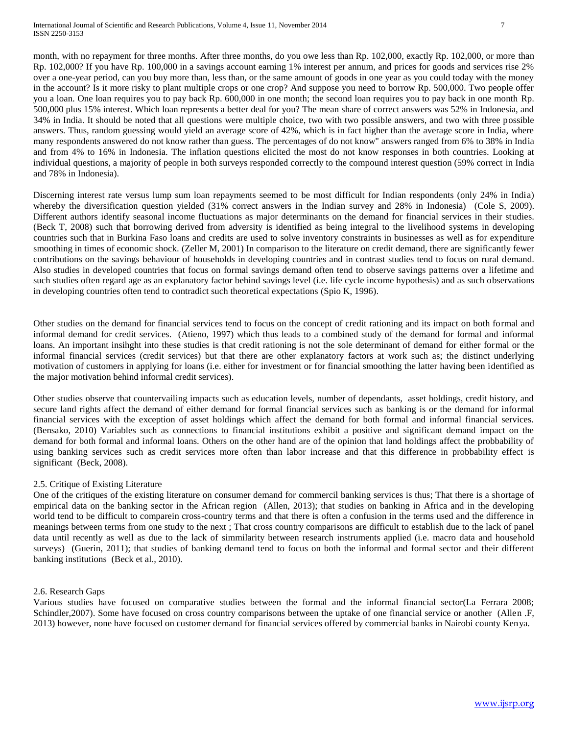month, with no repayment for three months. After three months, do you owe less than Rp. 102,000, exactly Rp. 102,000, or more than Rp. 102,000? If you have Rp. 100,000 in a savings account earning 1% interest per annum, and prices for goods and services rise 2% over a one-year period, can you buy more than, less than, or the same amount of goods in one year as you could today with the money in the account? Is it more risky to plant multiple crops or one crop? And suppose you need to borrow Rp. 500,000. Two people offer you a loan. One loan requires you to pay back Rp. 600,000 in one month; the second loan requires you to pay back in one month Rp. 500,000 plus 15% interest. Which loan represents a better deal for you? The mean share of correct answers was 52% in Indonesia, and 34% in India. It should be noted that all questions were multiple choice, two with two possible answers, and two with three possible answers. Thus, random guessing would yield an average score of 42%, which is in fact higher than the average score in India, where many respondents answered do not know rather than guess. The percentages of do not know" answers ranged from 6% to 38% in India and from 4% to 16% in Indonesia. The inflation questions elicited the most do not know responses in both countries. Looking at individual questions, a majority of people in both surveys responded correctly to the compound interest question (59% correct in India and 78% in Indonesia).

Discerning interest rate versus lump sum loan repayments seemed to be most difficult for Indian respondents (only 24% in India) whereby the diversification question yielded (31% correct answers in the Indian survey and 28% in Indonesia) (Cole S, 2009). Different authors identify seasonal income fluctuations as major determinants on the demand for financial services in their studies. (Beck T, 2008) such that borrowing derived from adversity is identified as being integral to the livelihood systems in developing countries such that in Burkina Faso loans and credits are used to solve inventory constraints in businesses as well as for expenditure smoothing in times of economic shock. (Zeller M, 2001) In comparison to the literature on credit demand, there are significantly fewer contributions on the savings behaviour of households in developing countries and in contrast studies tend to focus on rural demand. Also studies in developed countries that focus on formal savings demand often tend to observe savings patterns over a lifetime and such studies often regard age as an explanatory factor behind savings level (i.e. life cycle income hypothesis) and as such observations in developing countries often tend to contradict such theoretical expectations (Spio K, 1996).

Other studies on the demand for financial services tend to focus on the concept of credit rationing and its impact on both formal and informal demand for credit services. (Atieno, 1997) which thus leads to a combined study of the demand for formal and informal loans. An important insihght into these studies is that credit rationing is not the sole determinant of demand for either formal or the informal financial services (credit services) but that there are other explanatory factors at work such as; the distinct underlying motivation of customers in applying for loans (i.e. either for investment or for financial smoothing the latter having been identified as the major motivation behind informal credit services).

Other studies observe that countervailing impacts such as education levels, number of dependants, asset holdings, credit history, and secure land rights affect the demand of either demand for formal financial services such as banking is or the demand for informal financial services with the exception of asset holdings which affect the demand for both formal and informal financial services. (Bensako, 2010) Variables such as connections to financial institutions exhibit a positive and significant demand impact on the demand for both formal and informal loans. Others on the other hand are of the opinion that land holdings affect the probbability of using banking services such as credit services more often than labor increase and that this difference in probbability effect is significant (Beck, 2008).

## 2.5. Critique of Existing Literature

One of the critiques of the existing literature on consumer demand for commercil banking services is thus; That there is a shortage of empirical data on the banking sector in the African region (Allen, 2013); that studies on banking in Africa and in the developing world tend to be difficult to comparein cross-country terms and that there is often a confusion in the terms used and the difference in meanings between terms from one study to the next ; That cross country comparisons are difficult to establish due to the lack of panel data until recently as well as due to the lack of simmilarity between research instruments applied (i.e. macro data and household surveys) (Guerin, 2011); that studies of banking demand tend to focus on both the informal and formal sector and their different banking institutions (Beck et al., 2010).

## 2.6. Research Gaps

Various studies have focused on comparative studies between the formal and the informal financial sector(La Ferrara 2008; Schindler,2007). Some have focused on cross country comparisons between the uptake of one financial service or another (Allen .F, 2013) however, none have focused on customer demand for financial services offered by commercial banks in Nairobi county Kenya.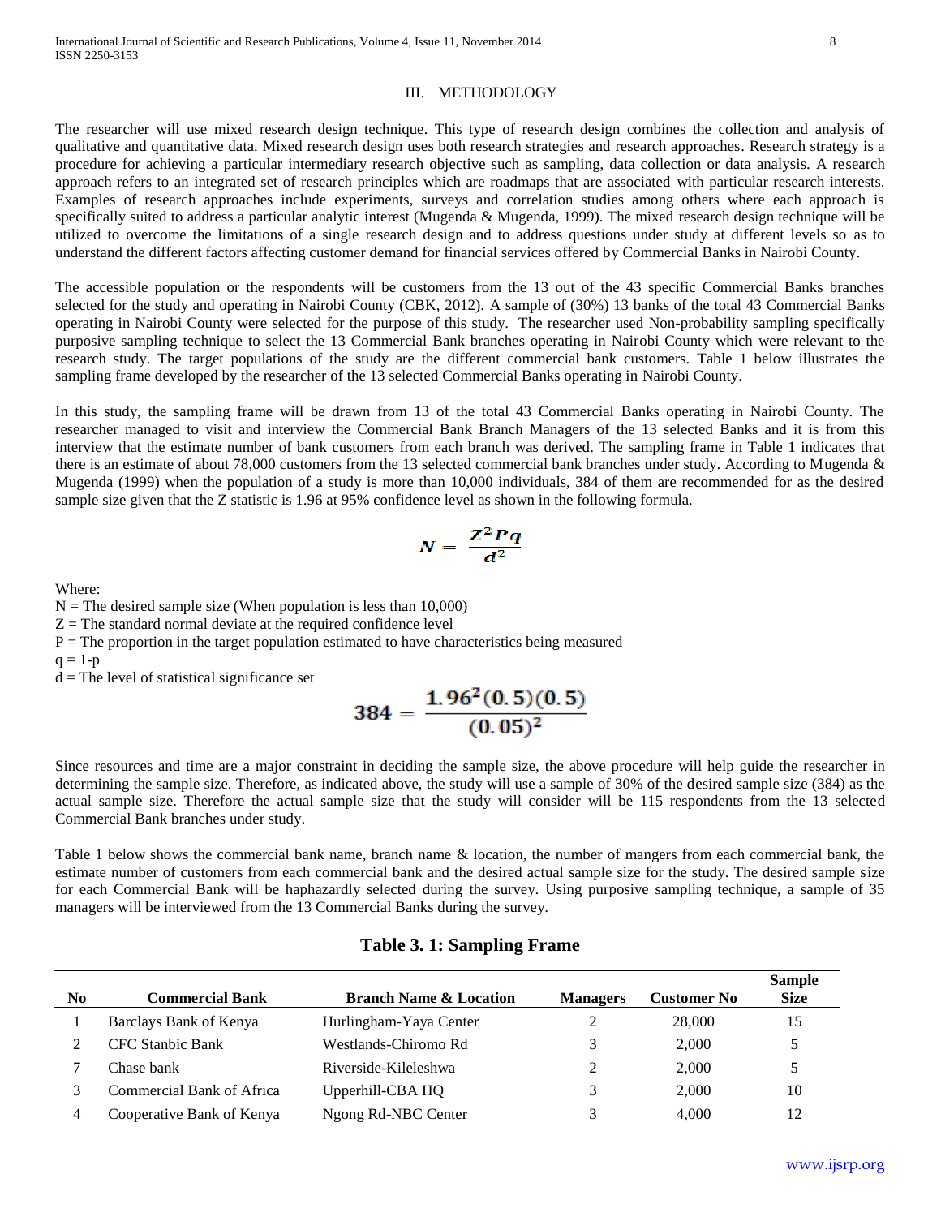## III. METHODOLOGY

The researcher will use mixed research design technique. This type of research design combines the collection and analysis of qualitative and quantitative data. Mixed research design uses both research strategies and research approaches. Research strategy is a procedure for achieving a particular intermediary research objective such as sampling, data collection or data analysis. A research approach refers to an integrated set of research principles which are roadmaps that are associated with particular research interests. Examples of research approaches include experiments, surveys and correlation studies among others where each approach is specifically suited to address a particular analytic interest (Mugenda & Mugenda, 1999). The mixed research design technique will be utilized to overcome the limitations of a single research design and to address questions under study at different levels so as to understand the different factors affecting customer demand for financial services offered by Commercial Banks in Nairobi County.

The accessible population or the respondents will be customers from the 13 out of the 43 specific Commercial Banks branches selected for the study and operating in Nairobi County (CBK, 2012). A sample of (30%) 13 banks of the total 43 Commercial Banks operating in Nairobi County were selected for the purpose of this study. The researcher used Non-probability sampling specifically purposive sampling technique to select the 13 Commercial Bank branches operating in Nairobi County which were relevant to the research study. The target populations of the study are the different commercial bank customers. Table 1 below illustrates the sampling frame developed by the researcher of the 13 selected Commercial Banks operating in Nairobi County.

In this study, the sampling frame will be drawn from 13 of the total 43 Commercial Banks operating in Nairobi County. The researcher managed to visit and interview the Commercial Bank Branch Managers of the 13 selected Banks and it is from this interview that the estimate number of bank customers from each branch was derived. The sampling frame in Table 1 indicates that there is an estimate of about 78,000 customers from the 13 selected commercial bank branches under study. According to Mugenda & Mugenda (1999) when the population of a study is more than 10,000 individuals, 384 of them are recommended for as the desired sample size given that the Z statistic is 1.96 at 95% confidence level as shown in the following formula.

$$N = \frac{Z^2 Pq}{d^2}$$

Where:

N = The desired sample size (When population is less than 10,000)
Z = The standard normal deviate at the required confidence level
P = The proportion in the target population estimated to have characteristics being measured
q = 1-p
d = The level of statistical significance set

$$384 = \frac{1.96^2(0.5)(0.5)}{(0.05)^2}$$

Since resources and time are a major constraint in deciding the sample size, the above procedure will help guide the researcher in determining the sample size. Therefore, as indicated above, the study will use a sample of 30% of the desired sample size (384) as the actual sample size. Therefore the actual sample size that the study will consider will be 115 respondents from the 13 selected Commercial Bank branches under study.

Table 1 below shows the commercial bank name, branch name & location, the number of mangers from each commercial bank, the estimate number of customers from each commercial bank and the desired actual sample size for the study. The desired sample size for each Commercial Bank will be haphazardly selected during the survey. Using purposive sampling technique, a sample of 35 managers will be interviewed from the 13 Commercial Banks during the survey.

**Table 3. 1: Sampling Frame**

| No | Commercial Bank | Branch Name & Location | Managers | Customer No | Sample Size |
|---|---|---|---|---|---|
| 1 | Barclays Bank of Kenya | Hurlingham-Yaya Center | 2 | 28,000 | 15 |
| 2 | CFC Stanbic Bank | Westlands-Chiromo Rd | 3 | 2,000 | 5 |
| 7 | Chase bank | Riverside-Kileleshwa | 2 | 2,000 | 5 |
| 3 | Commercial Bank of Africa | Upperhill-CBA HQ | 3 | 2,000 | 10 |
| 4 | Cooperative Bank of Kenya | Ngong Rd-NBC Center | 3 | 4,000 | 12 |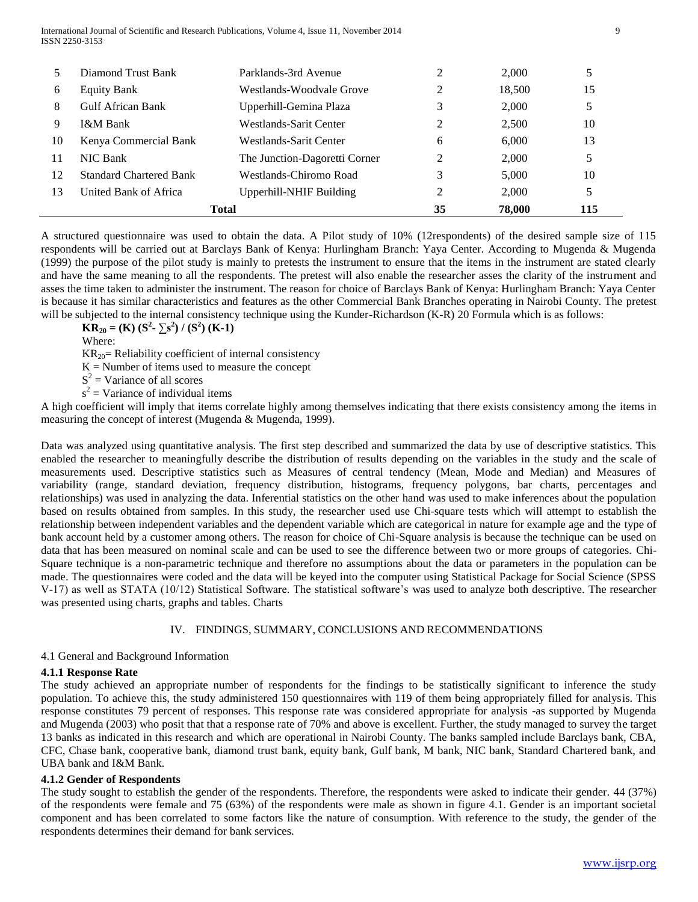| | | | | | |
|---|---|---|---|---|---|
| 5 | Diamond Trust Bank | Parklands-3rd Avenue | 2 | 2,000 | 5 |
| 6 | Equity Bank | Westlands-Woodvale Grove | 2 | 18,500 | 15 |
| 8 | Gulf African Bank | Upperhill-Gemina Plaza | 3 | 2,000 | 5 |
| 9 | I&M Bank | Westlands-Sarit Center | 2 | 2,500 | 10 |
| 10 | Kenya Commercial Bank | Westlands-Sarit Center | 6 | 6,000 | 13 |
| 11 | NIC Bank | The Junction-Dagoretti Corner | 2 | 2,000 | 5 |
| 12 | Standard Chartered Bank | Westlands-Chiromo Road | 3 | 5,000 | 10 |
| 13 | United Bank of Africa | Upperhill-NHIF Building | 2 | 2,000 | 5 |
| | **Total** | | **35** | **78,000** | **115** |

A structured questionnaire was used to obtain the data. A Pilot study of 10% (12respondents) of the desired sample size of 115 respondents will be carried out at Barclays Bank of Kenya: Hurlingham Branch: Yaya Center. According to Mugenda & Mugenda (1999) the purpose of the pilot study is mainly to pretests the instrument to ensure that the items in the instrument are stated clearly and have the same meaning to all the respondents. The pretest will also enable the researcher asses the clarity of the instrument and asses the time taken to administer the instrument. The reason for choice of Barclays Bank of Kenya: Hurlingham Branch: Yaya Center is because it has similar characteristics and features as the other Commercial Bank Branches operating in Nairobi County. The pretest will be subjected to the internal consistency technique using the Kunder-Richardson (K-R) 20 Formula which is as follows:

$$\mathbf{KR_{20} = (K)\,(S^2 - \sum s^2) / (S^2)\,(K-1)}$$

Where:

$KR_{20}$= Reliability coefficient of internal consistency

K = Number of items used to measure the concept

$S^2$ = Variance of all scores

$s^2$ = Variance of individual items

A high coefficient will imply that items correlate highly among themselves indicating that there exists consistency among the items in measuring the concept of interest (Mugenda & Mugenda, 1999).

Data was analyzed using quantitative analysis. The first step described and summarized the data by use of descriptive statistics. This enabled the researcher to meaningfully describe the distribution of results depending on the variables in the study and the scale of measurements used. Descriptive statistics such as Measures of central tendency (Mean, Mode and Median) and Measures of variability (range, standard deviation, frequency distribution, histograms, frequency polygons, bar charts, percentages and relationships) was used in analyzing the data. Inferential statistics on the other hand was used to make inferences about the population based on results obtained from samples. In this study, the researcher used use Chi-square tests which will attempt to establish the relationship between independent variables and the dependent variable which are categorical in nature for example age and the type of bank account held by a customer among others. The reason for choice of Chi-Square analysis is because the technique can be used on data that has been measured on nominal scale and can be used to see the difference between two or more groups of categories. Chi-Square technique is a non-parametric technique and therefore no assumptions about the data or parameters in the population can be made. The questionnaires were coded and the data will be keyed into the computer using Statistical Package for Social Science (SPSS V-17) as well as STATA (10/12) Statistical Software. The statistical software's was used to analyze both descriptive. The researcher was presented using charts, graphs and tables. Charts

## IV. FINDINGS, SUMMARY, CONCLUSIONS AND RECOMMENDATIONS

### 4.1 General and Background Information

#### 4.1.1 Response Rate

The study achieved an appropriate number of respondents for the findings to be statistically significant to inference the study population. To achieve this, the study administered 150 questionnaires with 119 of them being appropriately filled for analysis. This response constitutes 79 percent of responses. This response rate was considered appropriate for analysis -as supported by Mugenda and Mugenda (2003) who posit that that a response rate of 70% and above is excellent. Further, the study managed to survey the target 13 banks as indicated in this research and which are operational in Nairobi County. The banks sampled include Barclays bank, CBA, CFC, Chase bank, cooperative bank, diamond trust bank, equity bank, Gulf bank, M bank, NIC bank, Standard Chartered bank, and UBA bank and I&M Bank.

#### 4.1.2 Gender of Respondents

The study sought to establish the gender of the respondents. Therefore, the respondents were asked to indicate their gender. 44 (37%) of the respondents were female and 75 (63%) of the respondents were male as shown in figure 4.1. Gender is an important societal component and has been correlated to some factors like the nature of consumption. With reference to the study, the gender of the respondents determines their demand for bank services.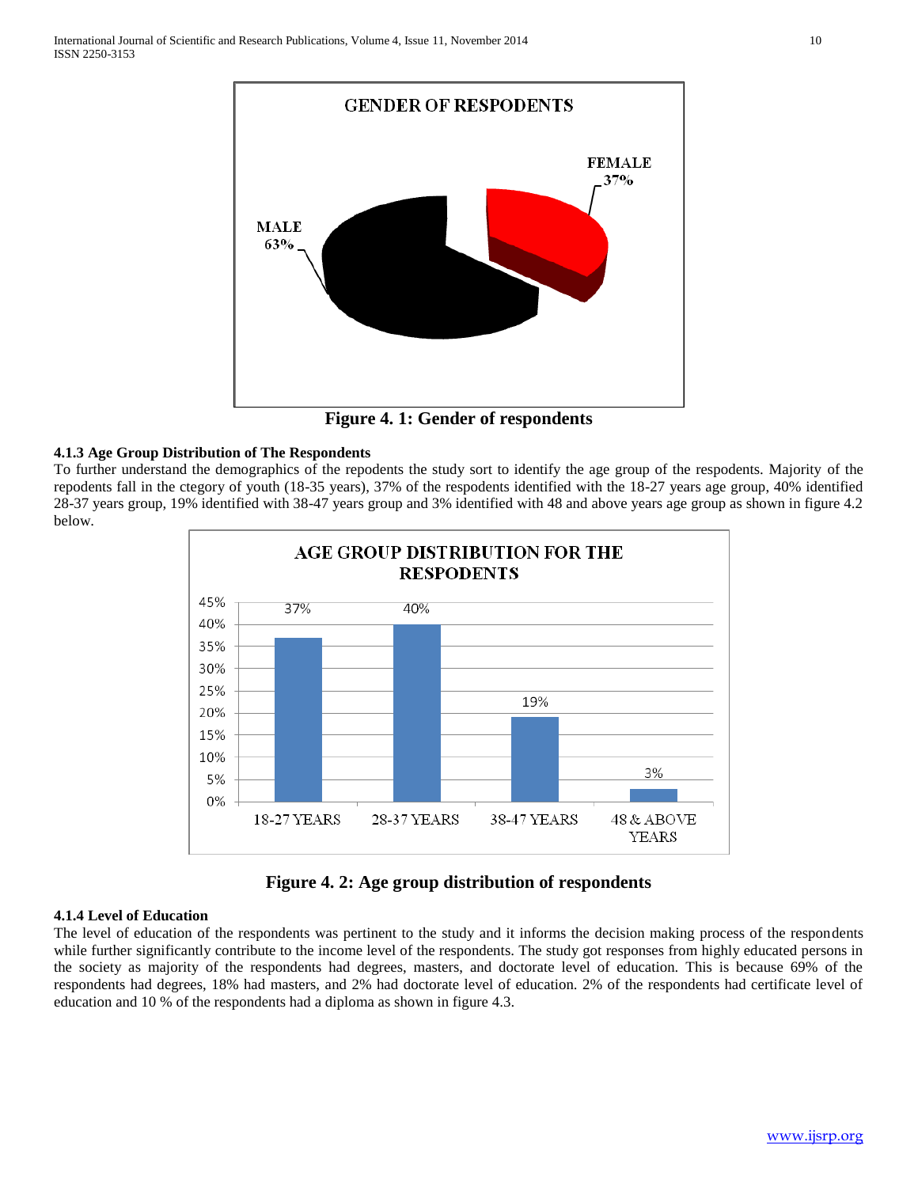**Figure 4. 1: Gender of respondents**

### 4.1.3 Age Group Distribution of The Respondents

To further understand the demographics of the repodents the study sort to identify the age group of the respodents. Majority of the repodents fall in the ctegory of youth (18-35 years), 37% of the respodents identified with the 18-27 years age group, 40% identified 28-37 years group, 19% identified with 38-47 years group and 3% identified with 48 and above years age group as shown in figure 4.2 below.

**Figure 4. 2: Age group distribution of respondents**

### 4.1.4 Level of Education

The level of education of the respondents was pertinent to the study and it informs the decision making process of the respondents while further significantly contribute to the income level of the respondents. The study got responses from highly educated persons in the society as majority of the respondents had degrees, masters, and doctorate level of education. This is because 69% of the respondents had degrees, 18% had masters, and 2% had doctorate level of education. 2% of the respondents had certificate level of education and 10 % of the respondents had a diploma as shown in figure 4.3.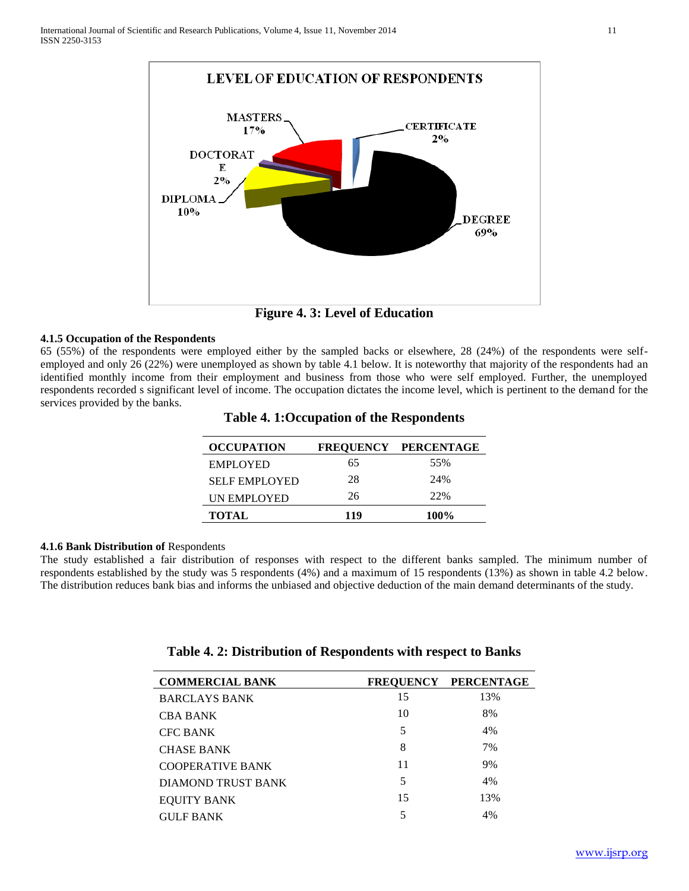**Figure 4. 3: Level of Education**

#### 4.1.5 Occupation of the Respondents

65 (55%) of the respondents were employed either by the sampled backs or elsewhere, 28 (24%) of the respondents were self-employed and only 26 (22%) were unemployed as shown by table 4.1 below. It is noteworthy that majority of the respondents had an identified monthly income from their employment and business from those who were self employed. Further, the unemployed respondents recorded s significant level of income. The occupation dictates the income level, which is pertinent to the demand for the services provided by the banks.

**Table 4. 1:Occupation of the Respondents**

| OCCUPATION | FREQUENCY | PERCENTAGE |
|---|---|---|
| EMPLOYED | 65 | 55% |
| SELF EMPLOYED | 28 | 24% |
| UN EMPLOYED | 26 | 22% |
| **TOTAL** | **119** | **100%** |

#### 4.1.6 Bank Distribution of Respondents

The study established a fair distribution of responses with respect to the different banks sampled. The minimum number of respondents established by the study was 5 respondents (4%) and a maximum of 15 respondents (13%) as shown in table 4.2 below. The distribution reduces bank bias and informs the unbiased and objective deduction of the main demand determinants of the study.

**Table 4. 2: Distribution of Respondents with respect to Banks**

| COMMERCIAL BANK | FREQUENCY | PERCENTAGE |
|---|---|---|
| BARCLAYS BANK | 15 | 13% |
| CBA BANK | 10 | 8% |
| CFC BANK | 5 | 4% |
| CHASE BANK | 8 | 7% |
| COOPERATIVE BANK | 11 | 9% |
| DIAMOND TRUST BANK | 5 | 4% |
| EQUITY BANK | 15 | 13% |
| GULF BANK | 5 | 4% |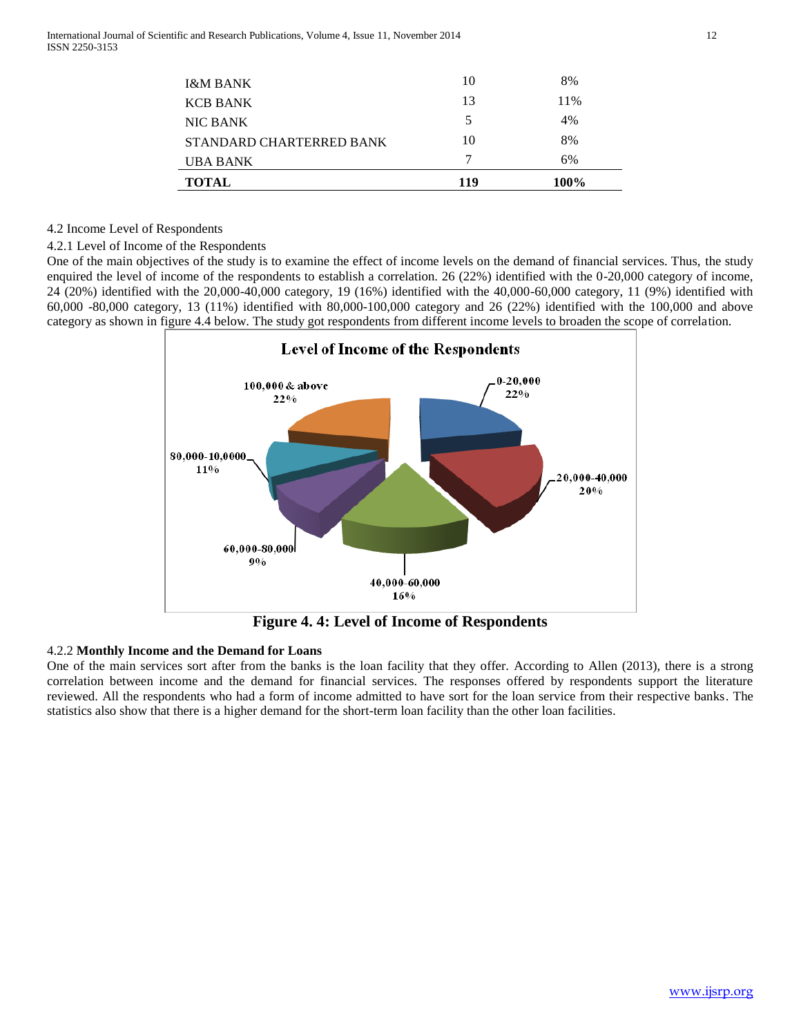| | | |
|---|---|---|
| I&M BANK | 10 | 8% |
| KCB BANK | 13 | 11% |
| NIC BANK | 5 | 4% |
| STANDARD CHARTERRED BANK | 10 | 8% |
| UBA BANK | 7 | 6% |
| **TOTAL** | **119** | **100%** |

4.2 Income Level of Respondents

4.2.1 Level of Income of the Respondents

One of the main objectives of the study is to examine the effect of income levels on the demand of financial services. Thus, the study enquired the level of income of the respondents to establish a correlation. 26 (22%) identified with the 0-20,000 category of income, 24 (20%) identified with the 20,000-40,000 category, 19 (16%) identified with the 40,000-60,000 category, 11 (9%) identified with 60,000 -80,000 category, 13 (11%) identified with 80,000-100,000 category and 26 (22%) identified with the 100,000 and above category as shown in figure 4.4 below. The study got respondents from different income levels to broaden the scope of correlation.

**Level of Income of the Respondents**

| Income level | Percentage |
|---|---|
| 0-20,000 | 22% |
| 20,000-40,000 | 20% |
| 40,000-60,000 | 16% |
| 60,000-80,000 | 9% |
| 80,000-10,0000 | 11% |
| 100,000 & above | 22% |

**Figure 4. 4: Level of Income of Respondents**

4.2.2 **Monthly Income and the Demand for Loans**

One of the main services sort after from the banks is the loan facility that they offer. According to Allen (2013), there is a strong correlation between income and the demand for financial services. The responses offered by respondents support the literature reviewed. All the respondents who had a form of income admitted to have sort for the loan service from their respective banks. The statistics also show that there is a higher demand for the short-term loan facility than the other loan facilities.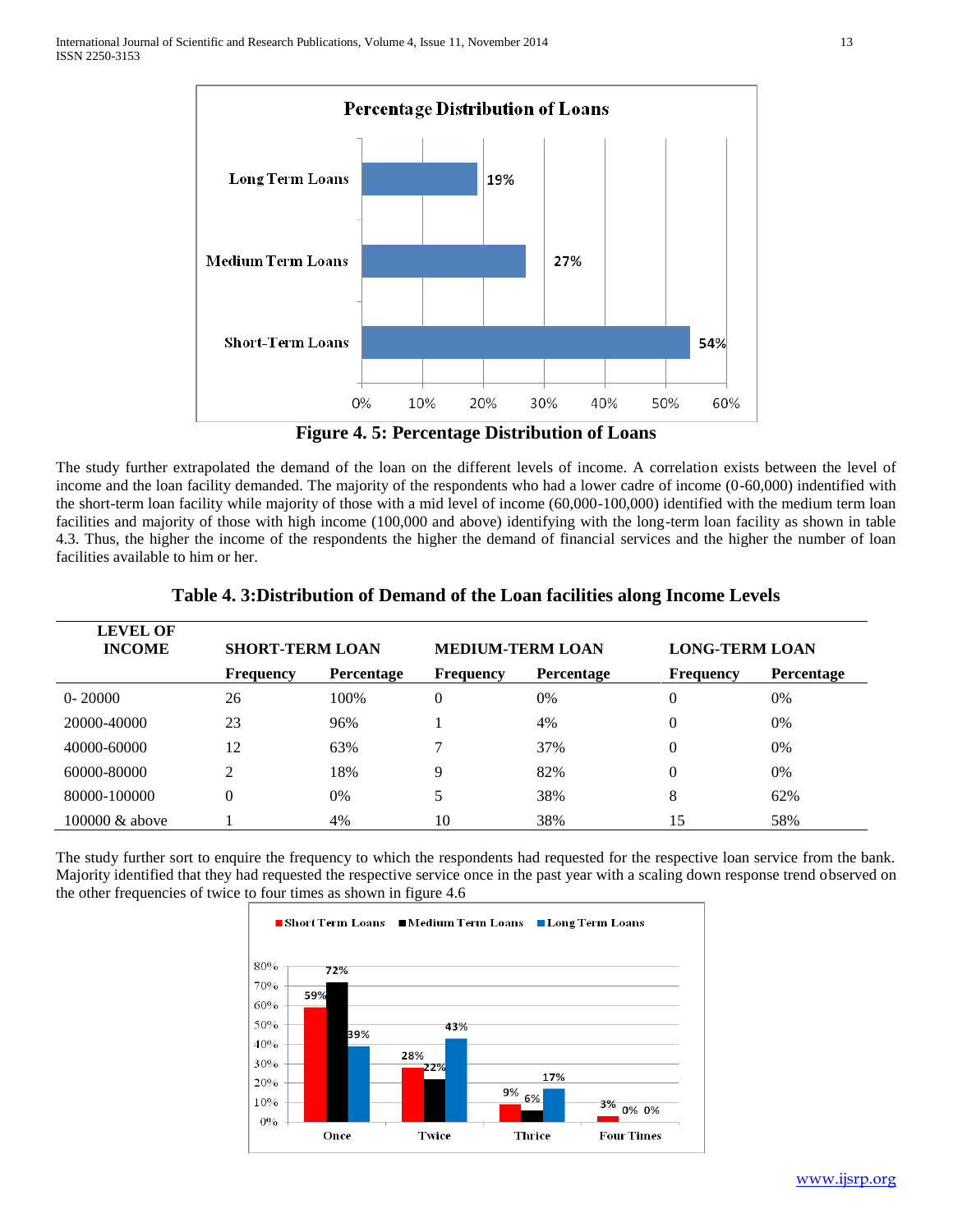Figure 4. 5: Percentage Distribution of Loans

The study further extrapolated the demand of the loan on the different levels of income. A correlation exists between the level of income and the loan facility demanded. The majority of the respondents who had a lower cadre of income (0-60,000) indentified with the short-term loan facility while majority of those with a mid level of income (60,000-100,000) identified with the medium term loan facilities and majority of those with high income (100,000 and above) identifying with the long-term loan facility as shown in table 4.3. Thus, the higher the income of the respondents the higher the demand of financial services and the higher the number of loan facilities available to him or her.

**Table 4. 3:Distribution of Demand of the Loan facilities along Income Levels**

| LEVEL OF INCOME | SHORT-TERM LOAN | | MEDIUM-TERM LOAN | | LONG-TERM LOAN | |
|---|---|---|---|---|---|---|
| | Frequency | Percentage | Frequency | Percentage | Frequency | Percentage |
| 0- 20000 | 26 | 100% | 0 | 0% | 0 | 0% |
| 20000-40000 | 23 | 96% | 1 | 4% | 0 | 0% |
| 40000-60000 | 12 | 63% | 7 | 37% | 0 | 0% |
| 60000-80000 | 2 | 18% | 9 | 82% | 0 | 0% |
| 80000-100000 | 0 | 0% | 5 | 38% | 8 | 62% |
| 100000 & above | 1 | 4% | 10 | 38% | 15 | 58% |

The study further sort to enquire the frequency to which the respondents had requested for the respective loan service from the bank. Majority identified that they had requested the respective service once in the past year with a scaling down response trend observed on the other frequencies of twice to four times as shown in figure 4.6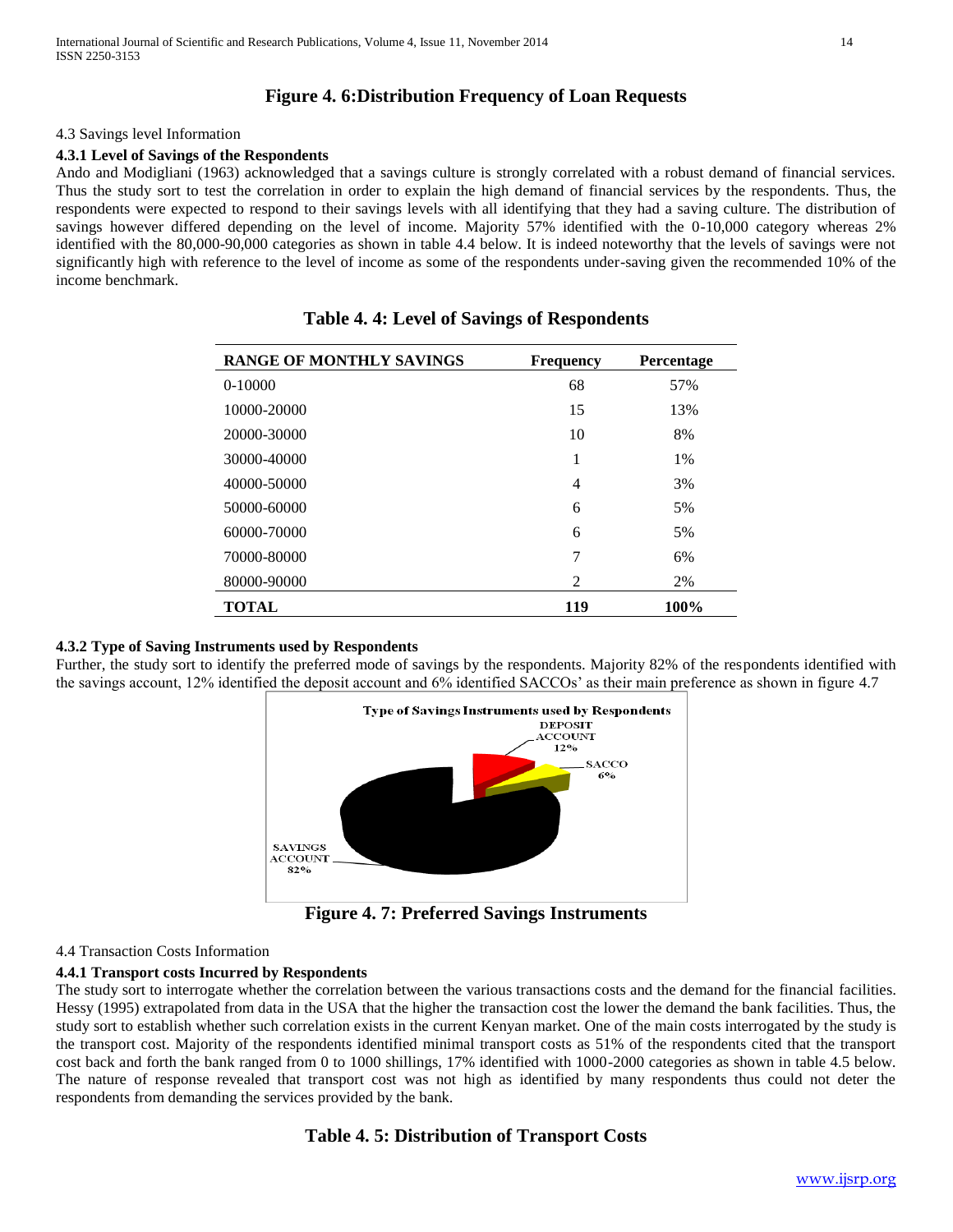**Figure 4. 6:Distribution Frequency of Loan Requests**

4.3 Savings level Information

### 4.3.1 Level of Savings of the Respondents

Ando and Modigliani (1963) acknowledged that a savings culture is strongly correlated with a robust demand of financial services. Thus the study sort to test the correlation in order to explain the high demand of financial services by the respondents. Thus, the respondents were expected to respond to their savings levels with all identifying that they had a saving culture. The distribution of savings however differed depending on the level of income. Majority 57% identified with the 0-10,000 category whereas 2% identified with the 80,000-90,000 categories as shown in table 4.4 below. It is indeed noteworthy that the levels of savings were not significantly high with reference to the level of income as some of the respondents under-saving given the recommended 10% of the income benchmark.

**Table 4. 4: Level of Savings of Respondents**

| RANGE OF MONTHLY SAVINGS | Frequency | Percentage |
|---|---|---|
| 0-10000 | 68 | 57% |
| 10000-20000 | 15 | 13% |
| 20000-30000 | 10 | 8% |
| 30000-40000 | 1 | 1% |
| 40000-50000 | 4 | 3% |
| 50000-60000 | 6 | 5% |
| 60000-70000 | 6 | 5% |
| 70000-80000 | 7 | 6% |
| 80000-90000 | 2 | 2% |
| **TOTAL** | **119** | **100%** |

### 4.3.2 Type of Saving Instruments used by Respondents

Further, the study sort to identify the preferred mode of savings by the respondents. Majority 82% of the respondents identified with the savings account, 12% identified the deposit account and 6% identified SACCOs' as their main preference as shown in figure 4.7

**Figure 4. 7: Preferred Savings Instruments**

4.4 Transaction Costs Information

### 4.4.1 Transport costs Incurred by Respondents

The study sort to interrogate whether the correlation between the various transactions costs and the demand for the financial facilities. Hessy (1995) extrapolated from data in the USA that the higher the transaction cost the lower the demand the bank facilities. Thus, the study sort to establish whether such correlation exists in the current Kenyan market. One of the main costs interrogated by the study is the transport cost. Majority of the respondents identified minimal transport costs as 51% of the respondents cited that the transport cost back and forth the bank ranged from 0 to 1000 shillings, 17% identified with 1000-2000 categories as shown in table 4.5 below. The nature of response revealed that transport cost was not high as identified by many respondents thus could not deter the respondents from demanding the services provided by the bank.

**Table 4. 5: Distribution of Transport Costs**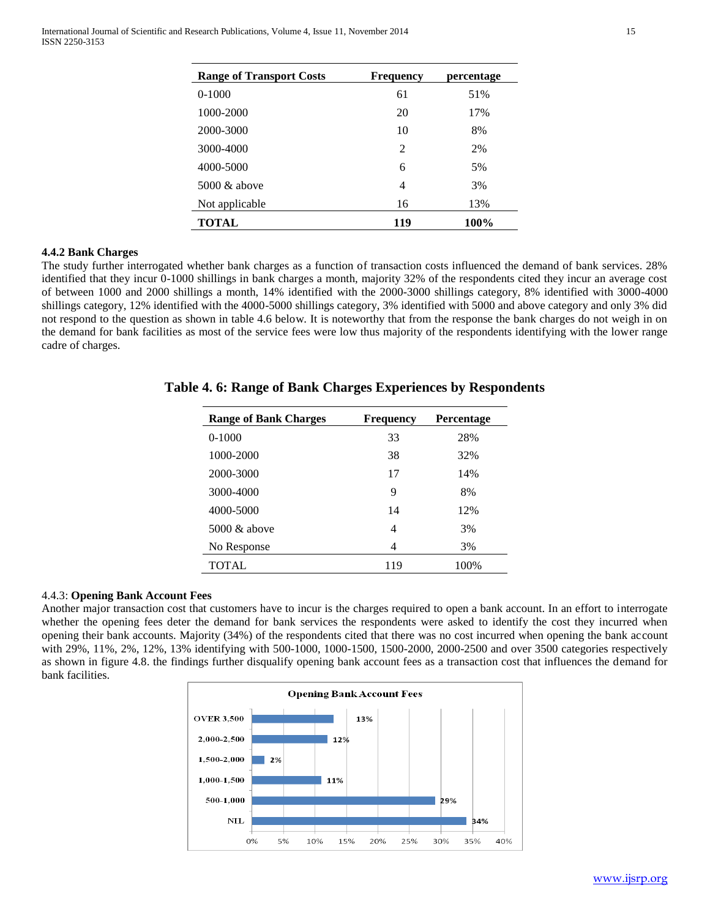| Range of Transport Costs | Frequency | percentage |
|---|---|---|
| 0-1000 | 61 | 51% |
| 1000-2000 | 20 | 17% |
| 2000-3000 | 10 | 8% |
| 3000-4000 | 2 | 2% |
| 4000-5000 | 6 | 5% |
| 5000 & above | 4 | 3% |
| Not applicable | 16 | 13% |
| **TOTAL** | **119** | **100%** |

#### 4.4.2 Bank Charges

The study further interrogated whether bank charges as a function of transaction costs influenced the demand of bank services. 28% identified that they incur 0-1000 shillings in bank charges a month, majority 32% of the respondents cited they incur an average cost of between 1000 and 2000 shillings a month, 14% identified with the 2000-3000 shillings category, 8% identified with 3000-4000 shillings category, 12% identified with the 4000-5000 shillings category, 3% identified with 5000 and above category and only 3% did not respond to the question as shown in table 4.6 below. It is noteworthy that from the response the bank charges do not weigh in on the demand for bank facilities as most of the service fees were low thus majority of the respondents identifying with the lower range cadre of charges.

**Table 4. 6: Range of Bank Charges Experiences by Respondents**

| Range of Bank Charges | Frequency | Percentage |
|---|---|---|
| 0-1000 | 33 | 28% |
| 1000-2000 | 38 | 32% |
| 2000-3000 | 17 | 14% |
| 3000-4000 | 9 | 8% |
| 4000-5000 | 14 | 12% |
| 5000 & above | 4 | 3% |
| No Response | 4 | 3% |
| TOTAL | 119 | 100% |

#### 4.4.3: Opening Bank Account Fees

Another major transaction cost that customers have to incur is the charges required to open a bank account. In an effort to interrogate whether the opening fees deter the demand for bank services the respondents were asked to identify the cost they incurred when opening their bank accounts. Majority (34%) of the respondents cited that there was no cost incurred when opening the bank account with 29%, 11%, 2%, 12%, 13% identifying with 500-1000, 1000-1500, 1500-2000, 2000-2500 and over 3500 categories respectively as shown in figure 4.8. the findings further disqualify opening bank account fees as a transaction cost that influences the demand for bank facilities.

**Opening Bank Account Fees**

| Category | Percentage |
|---|---|
| OVER 3,500 | 13% |
| 2,000-2,500 | 12% |
| 1,500-2,000 | 2% |
| 1,000-1,500 | 11% |
| 500-1,000 | 29% |
| NIL | 34% |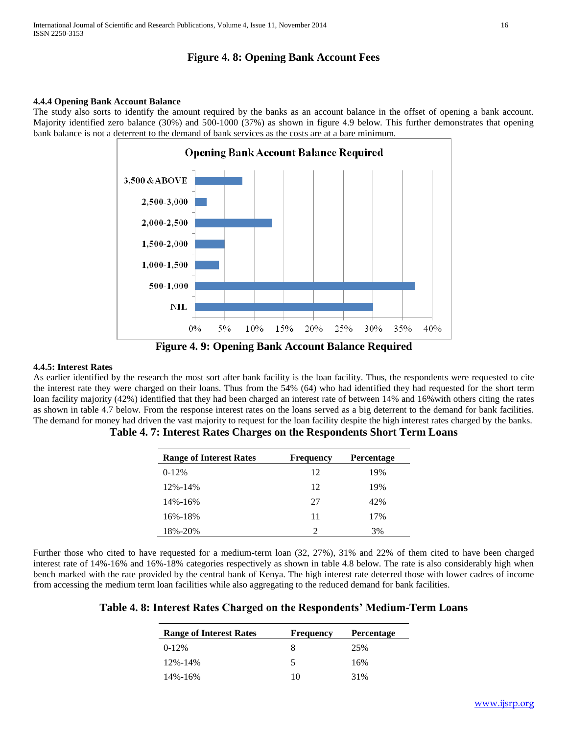**Figure 4. 8: Opening Bank Account Fees**

#### 4.4.4 Opening Bank Account Balance

The study also sorts to identify the amount required by the banks as an account balance in the offset of opening a bank account. Majority identified zero balance (30%) and 500-1000 (37%) as shown in figure 4.9 below. This further demonstrates that opening bank balance is not a deterrent to the demand of bank services as the costs are at a bare minimum.

**Figure 4. 9: Opening Bank Account Balance Required**

#### 4.4.5: Interest Rates

As earlier identified by the research the most sort after bank facility is the loan facility. Thus, the respondents were requested to cite the interest rate they were charged on their loans. Thus from the 54% (64) who had identified they had requested for the short term loan facility majority (42%) identified that they had been charged an interest rate of between 14% and 16%with others citing the rates as shown in table 4.7 below. From the response interest rates on the loans served as a big deterrent to the demand for bank facilities. The demand for money had driven the vast majority to request for the loan facility despite the high interest rates charged by the banks.

**Table 4. 7: Interest Rates Charges on the Respondents Short Term Loans**

| Range of Interest Rates | Frequency | Percentage |
|---|---|---|
| 0-12% | 12 | 19% |
| 12%-14% | 12 | 19% |
| 14%-16% | 27 | 42% |
| 16%-18% | 11 | 17% |
| 18%-20% | 2 | 3% |

Further those who cited to have requested for a medium-term loan (32, 27%), 31% and 22% of them cited to have been charged interest rate of 14%-16% and 16%-18% categories respectively as shown in table 4.8 below. The rate is also considerably high when bench marked with the rate provided by the central bank of Kenya. The high interest rate deterred those with lower cadres of income from accessing the medium term loan facilities while also aggregating to the reduced demand for bank facilities.

**Table 4. 8: Interest Rates Charged on the Respondents' Medium-Term Loans**

| Range of Interest Rates | Frequency | Percentage |
|---|---|---|
| 0-12% | 8 | 25% |
| 12%-14% | 5 | 16% |
| 14%-16% | 10 | 31% |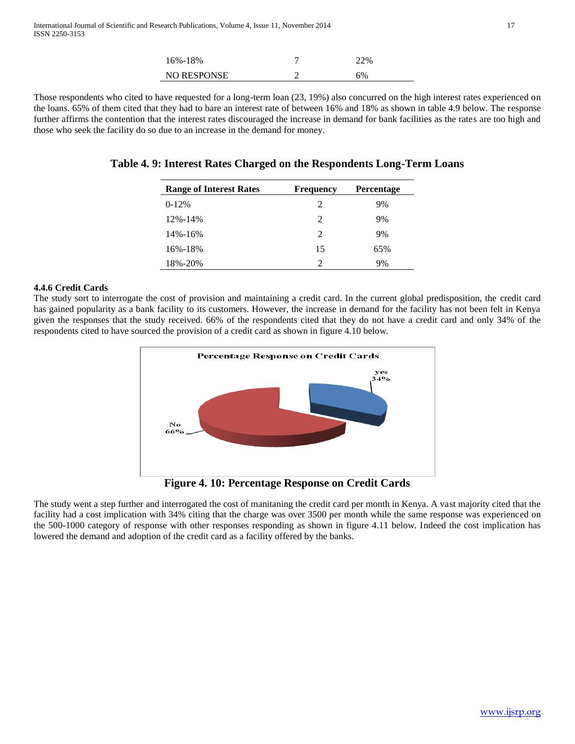| | | |
|---|---|---|
| 16%-18% | 7 | 22% |
| NO RESPONSE | 2 | 6% |

Those respondents who cited to have requested for a long-term loan (23, 19%) also concurred on the high interest rates experienced on the loans. 65% of them cited that they had to bare an interest rate of between 16% and 18% as shown in table 4.9 below. The response further affirms the contention that the interest rates discouraged the increase in demand for bank facilities as the rates are too high and those who seek the facility do so due to an increase in the demand for money.

**Table 4. 9: Interest Rates Charged on the Respondents Long-Term Loans**

| Range of Interest Rates | Frequency | Percentage |
|---|---|---|
| 0-12% | 2 | 9% |
| 12%-14% | 2 | 9% |
| 14%-16% | 2 | 9% |
| 16%-18% | 15 | 65% |
| 18%-20% | 2 | 9% |

#### 4.4.6 Credit Cards

The study sort to interrogate the cost of provision and maintaining a credit card. In the current global predisposition, the credit card has gained popularity as a bank facility to its customers. However, the increase in demand for the facility has not been felt in Kenya given the responses that the study received. 66% of the respondents cited that they do not have a credit card and only 34% of the respondents cited to have sourced the provision of a credit card as shown in figure 4.10 below.

**Figure 4. 10: Percentage Response on Credit Cards**

The study went a step further and interrogated the cost of manitaning the credit card per month in Kenya. A vast majority cited that the facility had a cost implication with 34% citing that the charge was over 3500 per month while the same response was experienced on the 500-1000 category of response with other responses responding as shown in figure 4.11 below. Indeed the cost implication has lowered the demand and adoption of the credit card as a facility offered by the banks.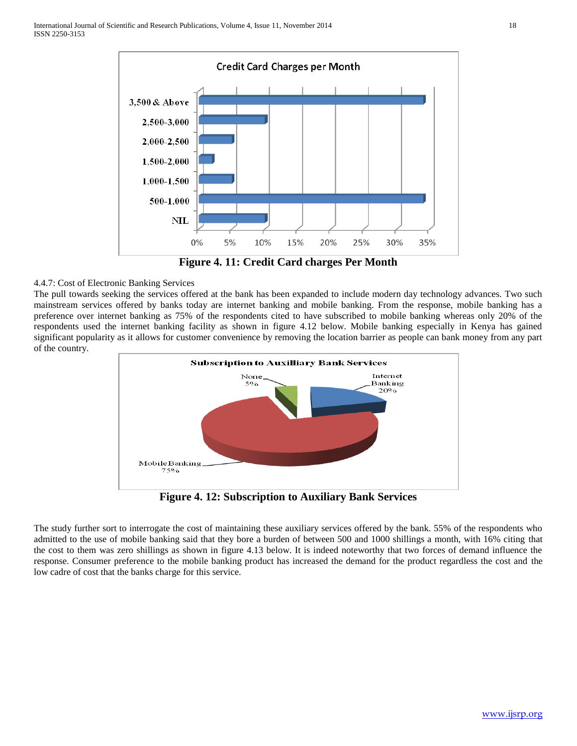Figure 4. 11: Credit Card charges Per Month

4.4.7: Cost of Electronic Banking Services

The pull towards seeking the services offered at the bank has been expanded to include modern day technology advances. Two such mainstream services offered by banks today are internet banking and mobile banking. From the response, mobile banking has a preference over internet banking as 75% of the respondents cited to have subscribed to mobile banking whereas only 20% of the respondents used the internet banking facility as shown in figure 4.12 below. Mobile banking especially in Kenya has gained significant popularity as it allows for customer convenience by removing the location barrier as people can bank money from any part of the country.

Figure 4. 12: Subscription to Auxiliary Bank Services

The study further sort to interrogate the cost of maintaining these auxiliary services offered by the bank. 55% of the respondents who admitted to the use of mobile banking said that they bore a burden of between 500 and 1000 shillings a month, with 16% citing that the cost to them was zero shillings as shown in figure 4.13 below. It is indeed noteworthy that two forces of demand influence the response. Consumer preference to the mobile banking product has increased the demand for the product regardless the cost and the low cadre of cost that the banks charge for this service.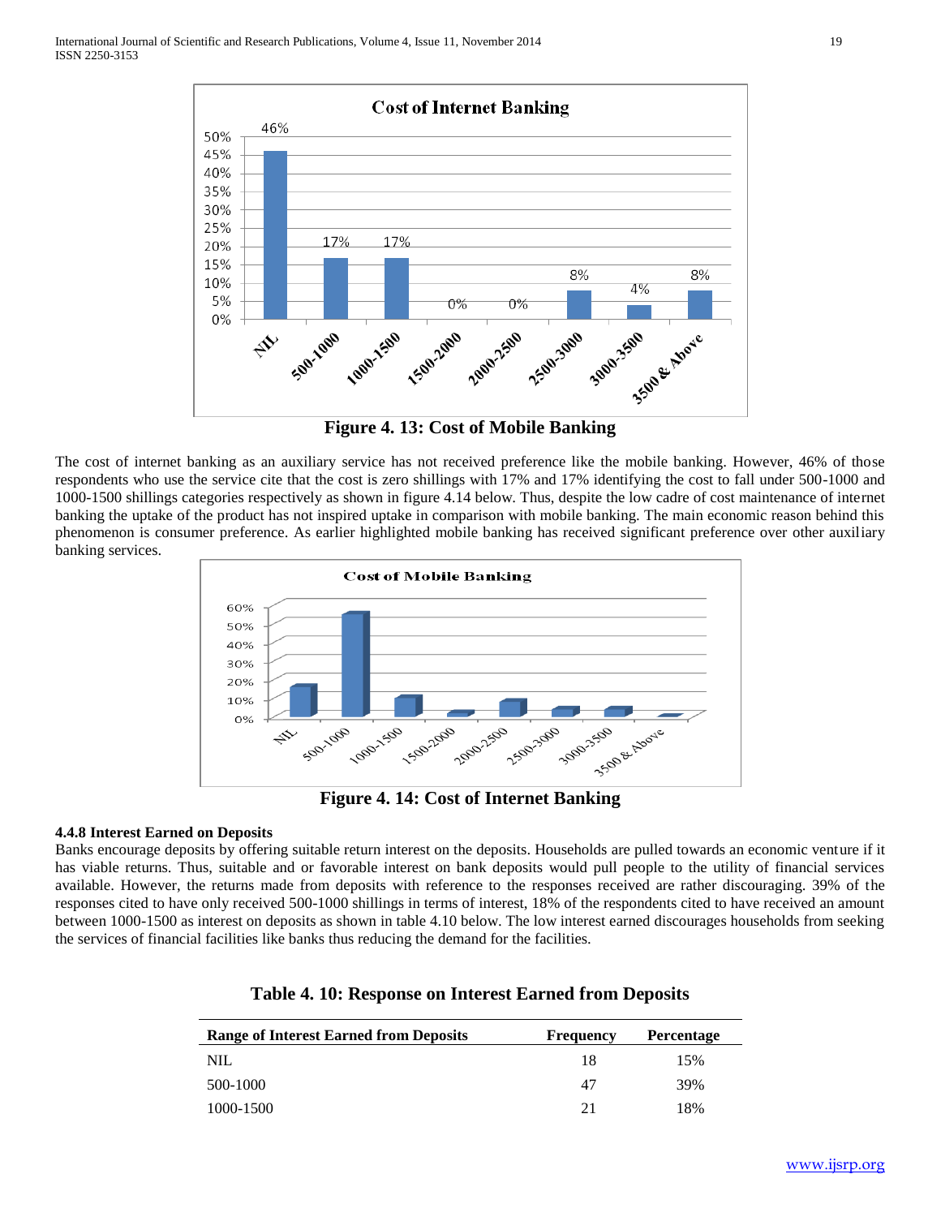Figure 4. 13: Cost of Mobile Banking

The cost of internet banking as an auxiliary service has not received preference like the mobile banking. However, 46% of those respondents who use the service cite that the cost is zero shillings with 17% and 17% identifying the cost to fall under 500-1000 and 1000-1500 shillings categories respectively as shown in figure 4.14 below. Thus, despite the low cadre of cost maintenance of internet banking the uptake of the product has not inspired uptake in comparison with mobile banking. The main economic reason behind this phenomenon is consumer preference. As earlier highlighted mobile banking has received significant preference over other auxiliary banking services.

Figure 4. 14: Cost of Internet Banking

#### 4.4.8 Interest Earned on Deposits

Banks encourage deposits by offering suitable return interest on the deposits. Households are pulled towards an economic venture if it has viable returns. Thus, suitable and or favorable interest on bank deposits would pull people to the utility of financial services available. However, the returns made from deposits with reference to the responses received are rather discouraging. 39% of the responses cited to have only received 500-1000 shillings in terms of interest, 18% of the respondents cited to have received an amount between 1000-1500 as interest on deposits as shown in table 4.10 below. The low interest earned discourages households from seeking the services of financial facilities like banks thus reducing the demand for the facilities.

**Table 4. 10: Response on Interest Earned from Deposits**

| Range of Interest Earned from Deposits | Frequency | Percentage |
|---|---|---|
| NIL | 18 | 15% |
| 500-1000 | 47 | 39% |
| 1000-1500 | 21 | 18% |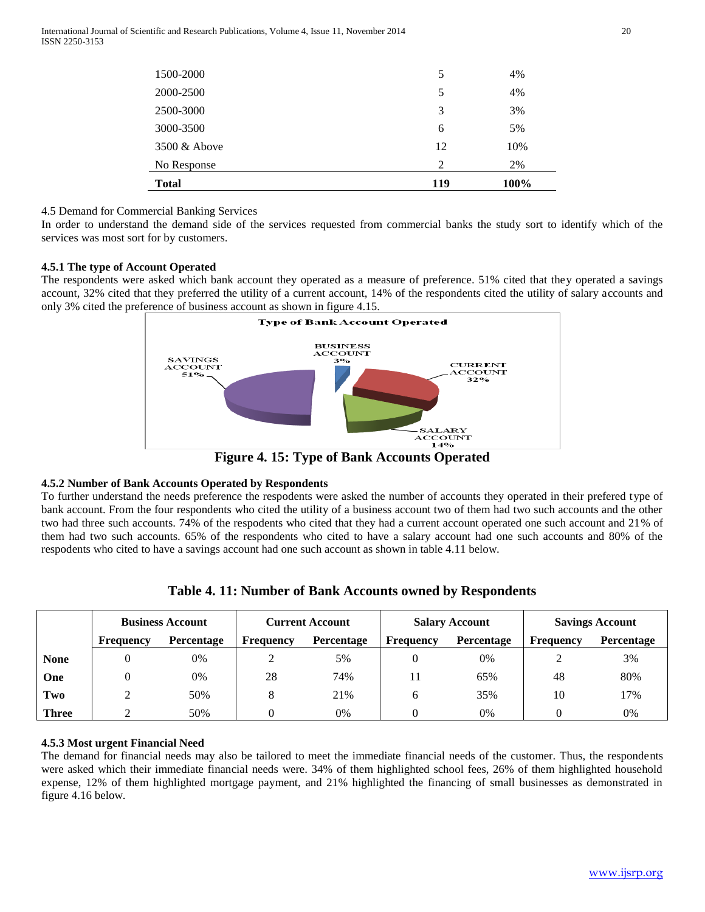| | | |
|---|---|---|
| 1500-2000 | 5 | 4% |
| 2000-2500 | 5 | 4% |
| 2500-3000 | 3 | 3% |
| 3000-3500 | 6 | 5% |
| 3500 & Above | 12 | 10% |
| No Response | 2 | 2% |
| **Total** | **119** | **100%** |

4.5 Demand for Commercial Banking Services

In order to understand the demand side of the services requested from commercial banks the study sort to identify which of the services was most sort for by customers.

#### 4.5.1 The type of Account Operated

The respondents were asked which bank account they operated as a measure of preference. 51% cited that they operated a savings account, 32% cited that they preferred the utility of a current account, 14% of the respondents cited the utility of salary accounts and only 3% cited the preference of business account as shown in figure 4.15.

**Figure 4. 15: Type of Bank Accounts Operated**

#### 4.5.2 Number of Bank Accounts Operated by Respondents

To further understand the needs preference the respodents were asked the number of accounts they operated in their prefered type of bank account. From the four respondents who cited the utility of a business account two of them had two such accounts and the other two had three such accounts. 74% of the respodents who cited that they had a current account operated one such account and 21% of them had two such accounts. 65% of the respondents who cited to have a salary account had one such accounts and 80% of the respodents who cited to have a savings account had one such account as shown in table 4.11 below.

**Table 4. 11: Number of Bank Accounts owned by Respondents**

| | Business Account | | Current Account | | Salary Account | | Savings Account | |
|---|---|---|---|---|---|---|---|---|
| | Frequency | Percentage | Frequency | Percentage | Frequency | Percentage | Frequency | Percentage |
| **None** | 0 | 0% | 2 | 5% | 0 | 0% | 2 | 3% |
| **One** | 0 | 0% | 28 | 74% | 11 | 65% | 48 | 80% |
| **Two** | 2 | 50% | 8 | 21% | 6 | 35% | 10 | 17% |
| **Three** | 2 | 50% | 0 | 0% | 0 | 0% | 0 | 0% |

#### 4.5.3 Most urgent Financial Need

The demand for financial needs may also be tailored to meet the immediate financial needs of the customer. Thus, the respondents were asked which their immediate financial needs were. 34% of them highlighted school fees, 26% of them highlighted household expense, 12% of them highlighted mortgage payment, and 21% highlighted the financing of small businesses as demonstrated in figure 4.16 below.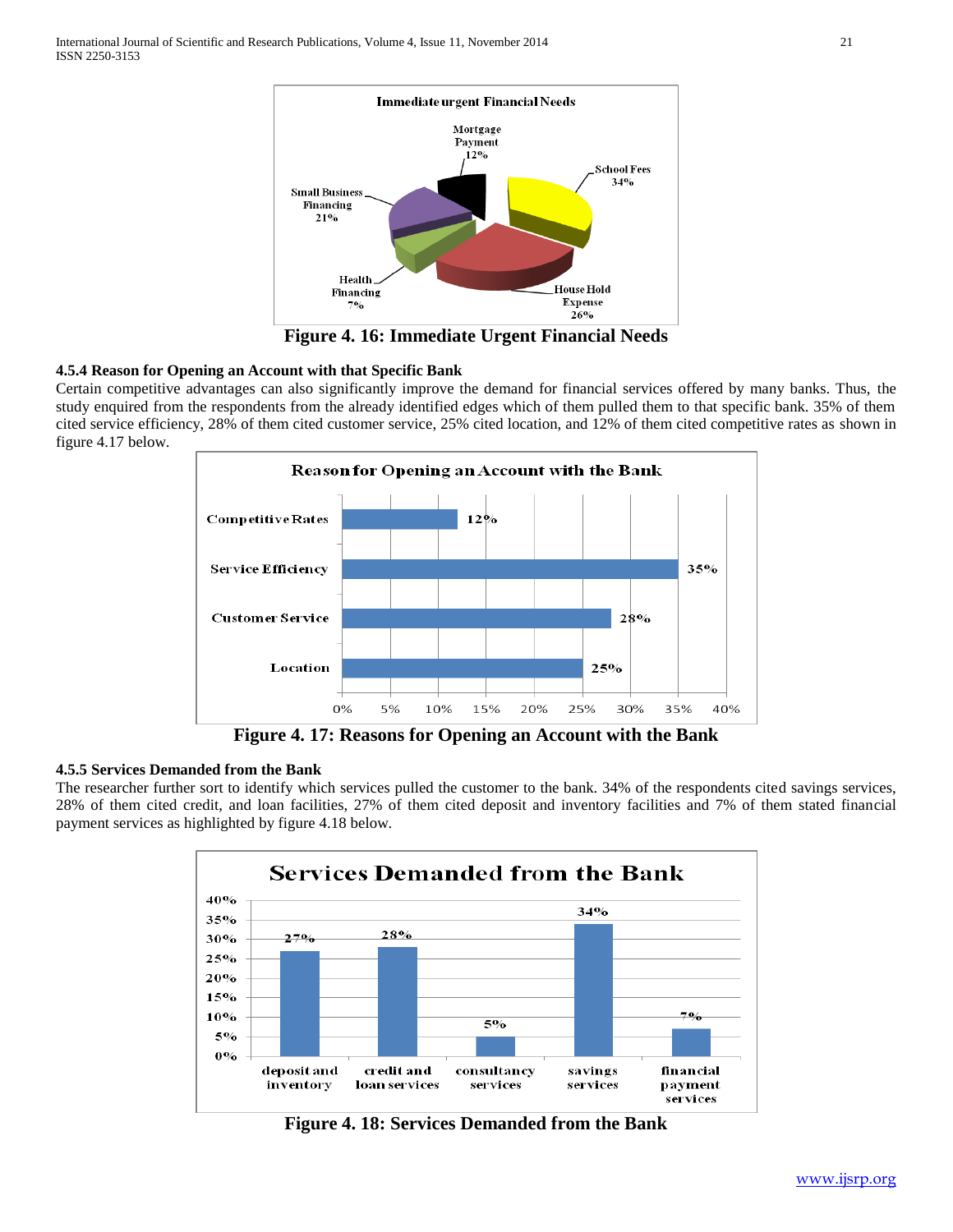Figure 4. 16: Immediate Urgent Financial Needs

#### 4.5.4 Reason for Opening an Account with that Specific Bank

Certain competitive advantages can also significantly improve the demand for financial services offered by many banks. Thus, the study enquired from the respondents from the already identified edges which of them pulled them to that specific bank. 35% of them cited service efficiency, 28% of them cited customer service, 25% cited location, and 12% of them cited competitive rates as shown in figure 4.17 below.

Figure 4. 17: Reasons for Opening an Account with the Bank

#### 4.5.5 Services Demanded from the Bank

The researcher further sort to identify which services pulled the customer to the bank. 34% of the respondents cited savings services, 28% of them cited credit, and loan facilities, 27% of them cited deposit and inventory facilities and 7% of them stated financial payment services as highlighted by figure 4.18 below.

Figure 4. 18: Services Demanded from the Bank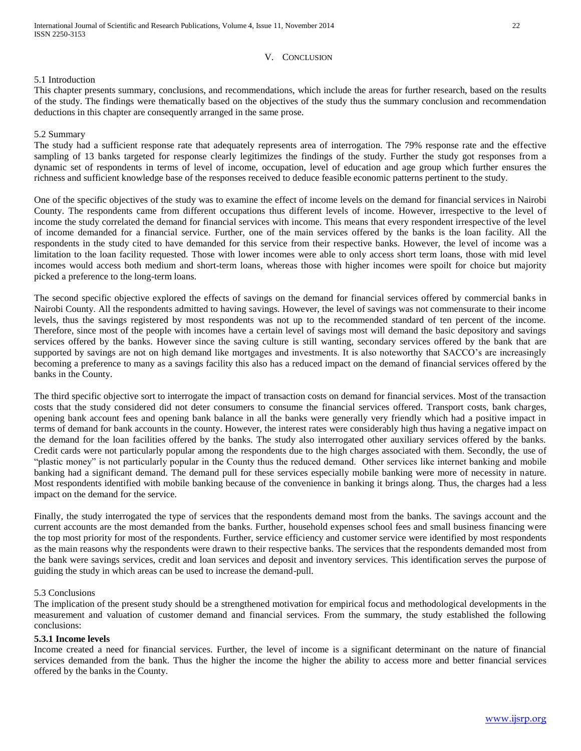## V. Conclusion

### 5.1 Introduction

This chapter presents summary, conclusions, and recommendations, which include the areas for further research, based on the results of the study. The findings were thematically based on the objectives of the study thus the summary conclusion and recommendation deductions in this chapter are consequently arranged in the same prose.

### 5.2 Summary

The study had a sufficient response rate that adequately represents area of interrogation. The 79% response rate and the effective sampling of 13 banks targeted for response clearly legitimizes the findings of the study. Further the study got responses from a dynamic set of respondents in terms of level of income, occupation, level of education and age group which further ensures the richness and sufficient knowledge base of the responses received to deduce feasible economic patterns pertinent to the study.

One of the specific objectives of the study was to examine the effect of income levels on the demand for financial services in Nairobi County. The respondents came from different occupations thus different levels of income. However, irrespective to the level of income the study correlated the demand for financial services with income. This means that every respondent irrespective of the level of income demanded for a financial service. Further, one of the main services offered by the banks is the loan facility. All the respondents in the study cited to have demanded for this service from their respective banks. However, the level of income was a limitation to the loan facility requested. Those with lower incomes were able to only access short term loans, those with mid level incomes would access both medium and short-term loans, whereas those with higher incomes were spoilt for choice but majority picked a preference to the long-term loans.

The second specific objective explored the effects of savings on the demand for financial services offered by commercial banks in Nairobi County. All the respondents admitted to having savings. However, the level of savings was not commensurate to their income levels, thus the savings registered by most respondents was not up to the recommended standard of ten percent of the income. Therefore, since most of the people with incomes have a certain level of savings most will demand the basic depository and savings services offered by the banks. However since the saving culture is still wanting, secondary services offered by the bank that are supported by savings are not on high demand like mortgages and investments. It is also noteworthy that SACCO's are increasingly becoming a preference to many as a savings facility this also has a reduced impact on the demand of financial services offered by the banks in the County.

The third specific objective sort to interrogate the impact of transaction costs on demand for financial services. Most of the transaction costs that the study considered did not deter consumers to consume the financial services offered. Transport costs, bank charges, opening bank account fees and opening bank balance in all the banks were generally very friendly which had a positive impact in terms of demand for bank accounts in the county. However, the interest rates were considerably high thus having a negative impact on the demand for the loan facilities offered by the banks. The study also interrogated other auxiliary services offered by the banks. Credit cards were not particularly popular among the respondents due to the high charges associated with them. Secondly, the use of "plastic money" is not particularly popular in the County thus the reduced demand. Other services like internet banking and mobile banking had a significant demand. The demand pull for these services especially mobile banking were more of necessity in nature. Most respondents identified with mobile banking because of the convenience in banking it brings along. Thus, the charges had a less impact on the demand for the service.

Finally, the study interrogated the type of services that the respondents demand most from the banks. The savings account and the current accounts are the most demanded from the banks. Further, household expenses school fees and small business financing were the top most priority for most of the respondents. Further, service efficiency and customer service were identified by most respondents as the main reasons why the respondents were drawn to their respective banks. The services that the respondents demanded most from the bank were savings services, credit and loan services and deposit and inventory services. This identification serves the purpose of guiding the study in which areas can be used to increase the demand-pull.

### 5.3 Conclusions

The implication of the present study should be a strengthened motivation for empirical focus and methodological developments in the measurement and valuation of customer demand and financial services. From the summary, the study established the following conclusions:

#### 5.3.1 Income levels

Income created a need for financial services. Further, the level of income is a significant determinant on the nature of financial services demanded from the bank. Thus the higher the income the higher the ability to access more and better financial services offered by the banks in the County.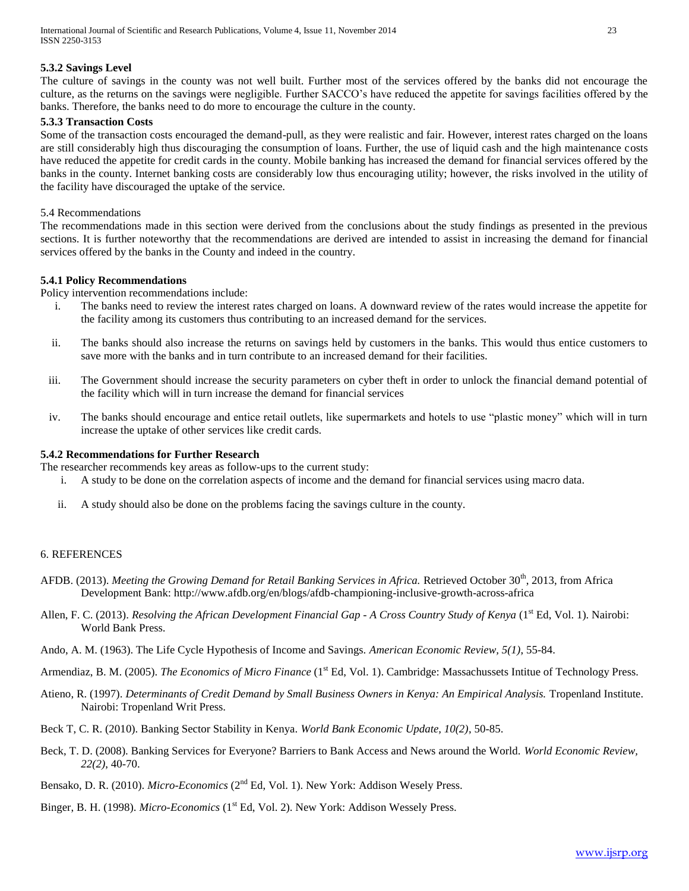### 5.3.2 Savings Level

The culture of savings in the county was not well built. Further most of the services offered by the banks did not encourage the culture, as the returns on the savings were negligible. Further SACCO's have reduced the appetite for savings facilities offered by the banks. Therefore, the banks need to do more to encourage the culture in the county.

### 5.3.3 Transaction Costs

Some of the transaction costs encouraged the demand-pull, as they were realistic and fair. However, interest rates charged on the loans are still considerably high thus discouraging the consumption of loans. Further, the use of liquid cash and the high maintenance costs have reduced the appetite for credit cards in the county. Mobile banking has increased the demand for financial services offered by the banks in the county. Internet banking costs are considerably low thus encouraging utility; however, the risks involved in the utility of the facility have discouraged the uptake of the service.

## 5.4 Recommendations

The recommendations made in this section were derived from the conclusions about the study findings as presented in the previous sections. It is further noteworthy that the recommendations are derived are intended to assist in increasing the demand for financial services offered by the banks in the County and indeed in the country.

### 5.4.1 Policy Recommendations

Policy intervention recommendations include:

i. The banks need to review the interest rates charged on loans. A downward review of the rates would increase the appetite for the facility among its customers thus contributing to an increased demand for the services.

ii. The banks should also increase the returns on savings held by customers in the banks. This would thus entice customers to save more with the banks and in turn contribute to an increased demand for their facilities.

iii. The Government should increase the security parameters on cyber theft in order to unlock the financial demand potential of the facility which will in turn increase the demand for financial services

iv. The banks should encourage and entice retail outlets, like supermarkets and hotels to use "plastic money" which will in turn increase the uptake of other services like credit cards.

### 5.4.2 Recommendations for Further Research

The researcher recommends key areas as follow-ups to the current study:

i. A study to be done on the correlation aspects of income and the demand for financial services using macro data.

ii. A study should also be done on the problems facing the savings culture in the county.

## 6. REFERENCES

AFDB. (2013). *Meeting the Growing Demand for Retail Banking Services in Africa.* Retrieved October 30th, 2013, from Africa Development Bank: http://www.afdb.org/en/blogs/afdb-championing-inclusive-growth-across-africa

Allen, F. C. (2013). *Resolving the African Development Financial Gap - A Cross Country Study of Kenya* (1st Ed, Vol. 1). Nairobi: World Bank Press.

Ando, A. M. (1963). The Life Cycle Hypothesis of Income and Savings. *American Economic Review, 5(1)*, 55-84.

Armendiaz, B. M. (2005). *The Economics of Micro Finance* (1st Ed, Vol. 1). Cambridge: Massachussets Intitue of Technology Press.

Atieno, R. (1997). *Determinants of Credit Demand by Small Business Owners in Kenya: An Empirical Analysis.* Tropenland Institute. Nairobi: Tropenland Writ Press.

Beck T, C. R. (2010). Banking Sector Stability in Kenya. *World Bank Economic Update, 10(2)*, 50-85.

Beck, T. D. (2008). Banking Services for Everyone? Barriers to Bank Access and News around the World. *World Economic Review, 22(2)*, 40-70.

Bensako, D. R. (2010). *Micro-Economics* (2nd Ed, Vol. 1). New York: Addison Wesely Press.

Binger, B. H. (1998). *Micro-Economics* (1st Ed, Vol. 2). New York: Addison Wessely Press.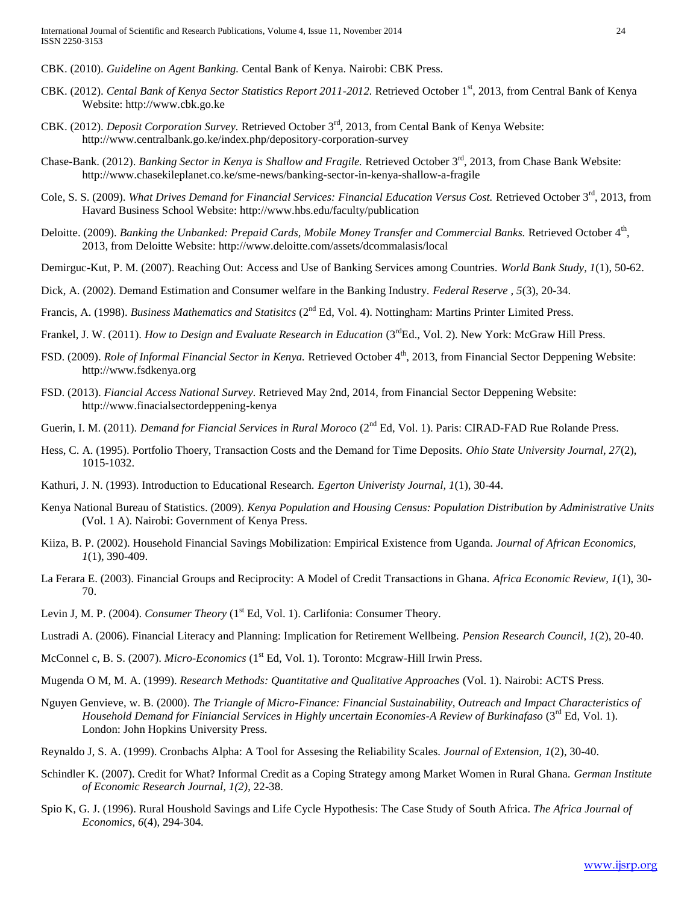CBK. (2010). *Guideline on Agent Banking.* Cental Bank of Kenya. Nairobi: CBK Press.

CBK. (2012). *Cental Bank of Kenya Sector Statistics Report 2011-2012.* Retrieved October 1st, 2013, from Central Bank of Kenya Website: http://www.cbk.go.ke

CBK. (2012). *Deposit Corporation Survey.* Retrieved October 3rd, 2013, from Cental Bank of Kenya Website: http://www.centralbank.go.ke/index.php/depository-corporation-survey

Chase-Bank. (2012). *Banking Sector in Kenya is Shallow and Fragile.* Retrieved October 3rd, 2013, from Chase Bank Website: http://www.chasekileplanet.co.ke/sme-news/banking-sector-in-kenya-shallow-a-fragile

Cole, S. S. (2009). *What Drives Demand for Financial Services: Financial Education Versus Cost.* Retrieved October 3rd, 2013, from Havard Business School Website: http://www.hbs.edu/faculty/publication

Deloitte. (2009). *Banking the Unbanked: Prepaid Cards, Mobile Money Transfer and Commercial Banks.* Retrieved October 4th, 2013, from Deloitte Website: http://www.deloitte.com/assets/dcommalasis/local

Demirguc-Kut, P. M. (2007). Reaching Out: Access and Use of Banking Services among Countries. *World Bank Study, 1*(1), 50-62.

Dick, A. (2002). Demand Estimation and Consumer welfare in the Banking Industry. *Federal Reserve , 5*(3), 20-34.

Francis, A. (1998). *Business Mathematics and Statisitcs* (2nd Ed, Vol. 4). Nottingham: Martins Printer Limited Press.

Frankel, J. W. (2011). *How to Design and Evaluate Research in Education* (3rdEd., Vol. 2). New York: McGraw Hill Press.

FSD. (2009). *Role of Informal Financial Sector in Kenya.* Retrieved October 4th, 2013, from Financial Sector Deppening Website: http://www.fsdkenya.org

FSD. (2013). *Fiancial Access National Survey.* Retrieved May 2nd, 2014, from Financial Sector Deppening Website: http://www.finacialsectordeppening-kenya

Guerin, I. M. (2011). *Demand for Fiancial Services in Rural Moroco* (2nd Ed, Vol. 1). Paris: CIRAD-FAD Rue Rolande Press.

Hess, C. A. (1995). Portfolio Thoery, Transaction Costs and the Demand for Time Deposits. *Ohio State University Journal, 27*(2), 1015-1032.

Kathuri, J. N. (1993). Introduction to Educational Research. *Egerton Univeristy Journal, 1*(1), 30-44.

Kenya National Bureau of Statistics. (2009). *Kenya Population and Housing Census: Population Distribution by Administrative Units* (Vol. 1 A). Nairobi: Government of Kenya Press.

Kiiza, B. P. (2002). Household Financial Savings Mobilization: Empirical Existence from Uganda. *Journal of African Economics, 1*(1), 390-409.

La Ferara E. (2003). Financial Groups and Reciprocity: A Model of Credit Transactions in Ghana. *Africa Economic Review, 1*(1), 30-70.

Levin J, M. P. (2004). *Consumer Theory* (1st Ed, Vol. 1). Carlifonia: Consumer Theory.

Lustradi A. (2006). Financial Literacy and Planning: Implication for Retirement Wellbeing. *Pension Research Council, 1*(2), 20-40.

McConnel c, B. S. (2007). *Micro-Economics* (1st Ed, Vol. 1). Toronto: Mcgraw-Hill Irwin Press.

Mugenda O M, M. A. (1999). *Research Methods: Quantitative and Qualitative Approaches* (Vol. 1). Nairobi: ACTS Press.

Nguyen Genvieve, w. B. (2000). *The Triangle of Micro-Finance: Financial Sustainability, Outreach and Impact Characteristics of Household Demand for Finiancial Services in Highly uncertain Economies-A Review of Burkinafaso* (3rd Ed, Vol. 1). London: John Hopkins University Press.

Reynaldo J, S. A. (1999). Cronbachs Alpha: A Tool for Assesing the Reliability Scales. *Journal of Extension, 1*(2), 30-40.

Schindler K. (2007). Credit for What? Informal Credit as a Coping Strategy among Market Women in Rural Ghana. *German Institute of Economic Research Journal, 1(2)*, 22-38.

Spio K, G. J. (1996). Rural Houshold Savings and Life Cycle Hypothesis: The Case Study of South Africa. *The Africa Journal of Economics, 6*(4), 294-304.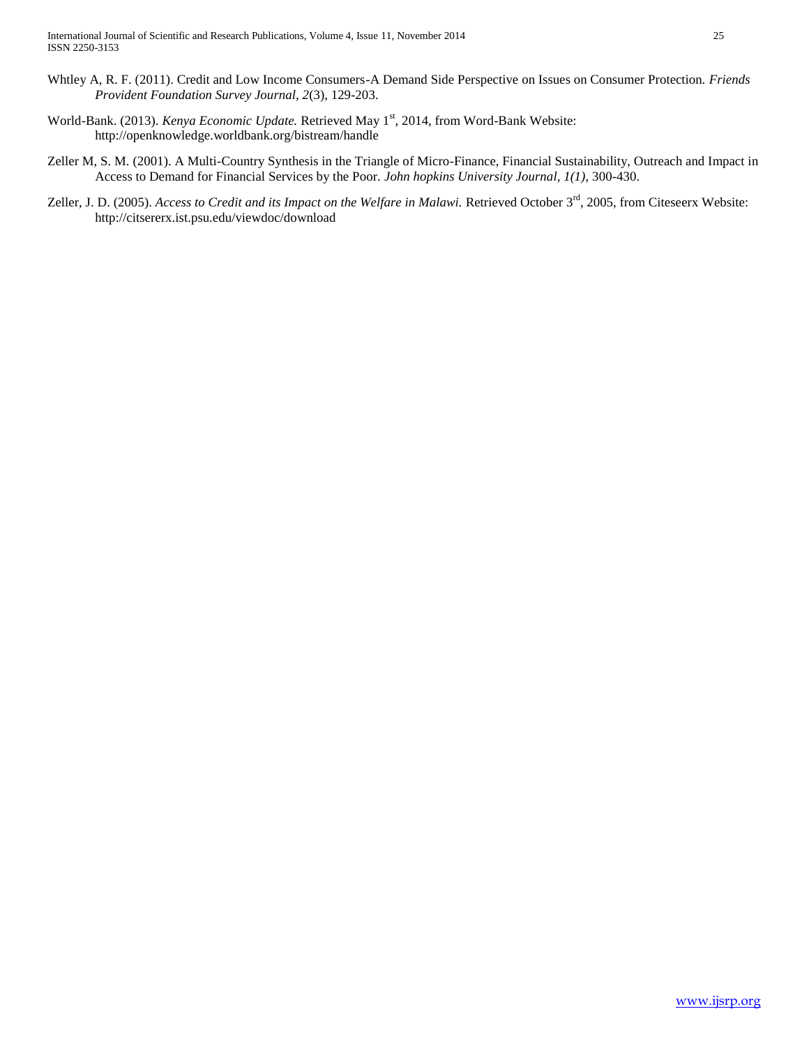Whtley A, R. F. (2011). Credit and Low Income Consumers-A Demand Side Perspective on Issues on Consumer Protection. *Friends Provident Foundation Survey Journal, 2*(3), 129-203.

World-Bank. (2013). *Kenya Economic Update.* Retrieved May 1st, 2014, from Word-Bank Website: http://openknowledge.worldbank.org/bistream/handle

Zeller M, S. M. (2001). A Multi-Country Synthesis in the Triangle of Micro-Finance, Financial Sustainability, Outreach and Impact in Access to Demand for Financial Services by the Poor. *John hopkins University Journal, 1(1)*, 300-430.

Zeller, J. D. (2005). *Access to Credit and its Impact on the Welfare in Malawi.* Retrieved October 3rd, 2005, from Citeseerx Website: http://citsererx.ist.psu.edu/viewdoc/download